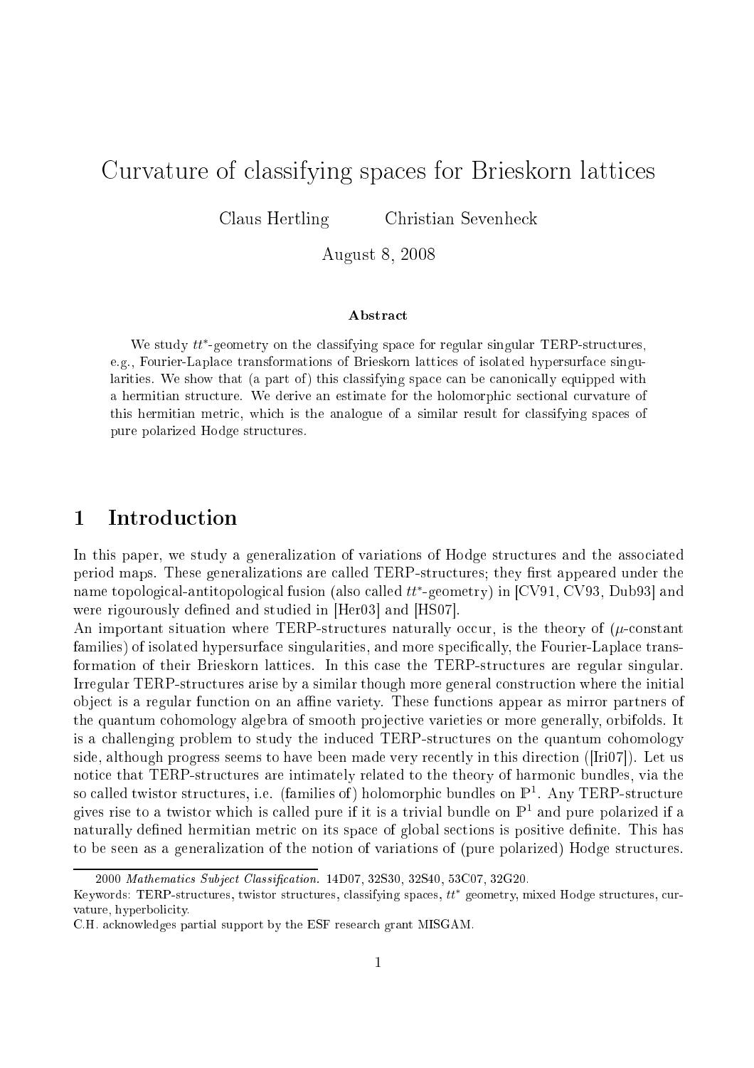# Curvature of classifying spaces for Brieskorn lattices

Claus Hertling  Christian Sevenheck

August 8, 2008

**Abstract**

We study $tt^*$-geometry on the classifying space for regular singular TERP-structures, e.g., Fourier-Laplace transformations of Brieskorn lattices of isolated hypersurface singularities. We show that (a part of) this classifying space can be canonically equipped with a hermitian structure. We derive an estimate for the holomorphic sectional curvature of this hermitian metric, which is the analogue of a similar result for classifying spaces of pure polarized Hodge structures.

## 1 Introduction

In this paper, we study a generalization of variations of Hodge structures and the associated period maps. These generalizations are called TERP-structures; they first appeared under the name topological-antitopological fusion (also called $tt^*$-geometry) in [CV91, CV93, Dub93] and were rigourously defined and studied in [Her03] and [HS07].

An important situation where TERP-structures naturally occur, is the theory of ($\mu$-constant families) of isolated hypersurface singularities, and more specifically, the Fourier-Laplace transformation of their Brieskorn lattices. In this case the TERP-structures are regular singular. Irregular TERP-structures arise by a similar though more general construction where the initial object is a regular function on an affine variety. These functions appear as mirror partners of the quantum cohomology algebra of smooth projective varieties or more generally, orbifolds. It is a challenging problem to study the induced TERP-structures on the quantum cohomology side, although progress seems to have been made very recently in this direction ([Iri07]). Let us notice that TERP-structures are intimately related to the theory of harmonic bundles, via the so called twistor structures, i.e. (families of) holomorphic bundles on $\mathbb{P}^1$. Any TERP-structure gives rise to a twistor which is called pure if it is a trivial bundle on $\mathbb{P}^1$ and pure polarized if a naturally defined hermitian metric on its space of global sections is positive definite. This has to be seen as a generalization of the notion of variations of (pure polarized) Hodge structures.

---

2000 *Mathematics Subject Classification.* 14D07, 32S30, 32S40, 53C07, 32G20.

Keywords: TERP-structures, twistor structures, classifying spaces, $tt^*$ geometry, mixed Hodge structures, curvature, hyperbolicity.

C.H. acknowledges partial support by the ESF research grant MISGAM.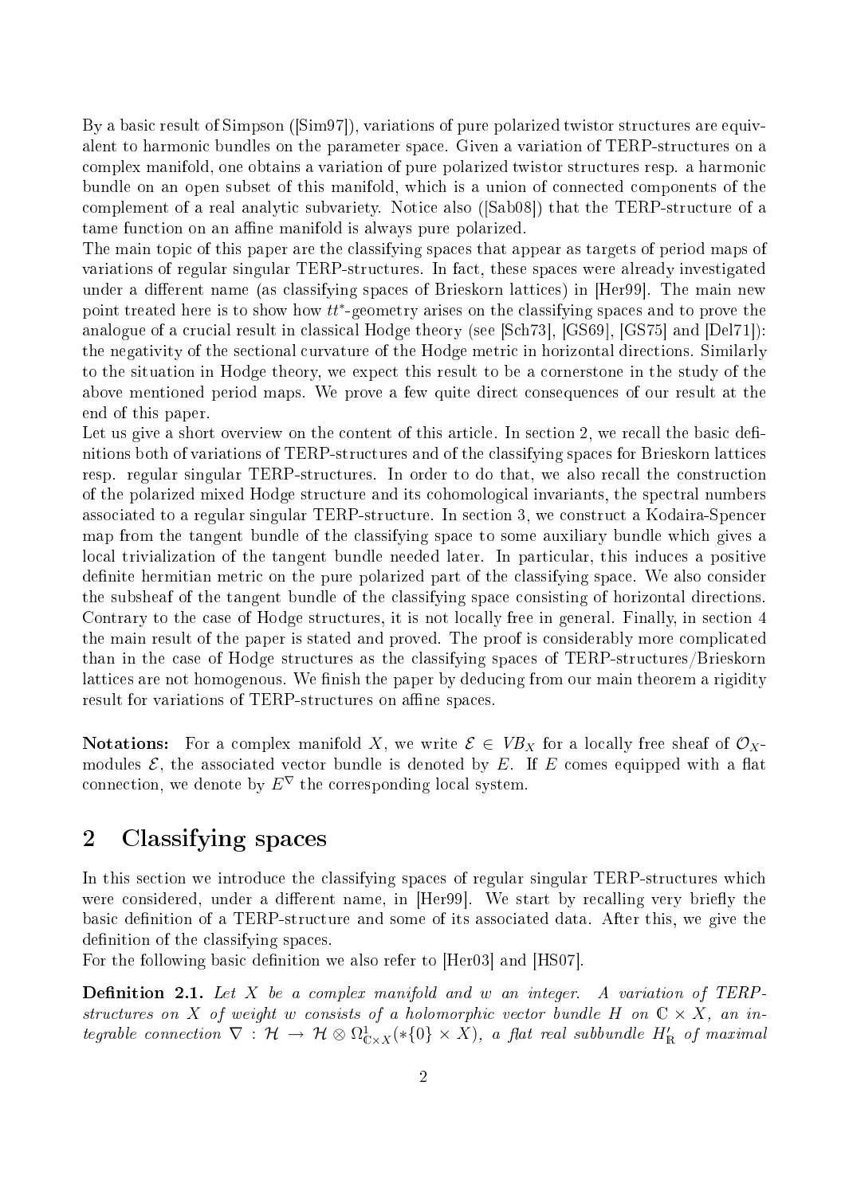By a basic result of Simpson ([Sim97]), variations of pure polarized twistor structures are equivalent to harmonic bundles on the parameter space. Given a variation of TERP-structures on a complex manifold, one obtains a variation of pure polarized twistor structures resp. a harmonic bundle on an open subset of this manifold, which is a union of connected components of the complement of a real analytic subvariety. Notice also ([Sab08]) that the TERP-structure of a tame function on an affine manifold is always pure polarized.

The main topic of this paper are the classifying spaces that appear as targets of period maps of variations of regular singular TERP-structures. In fact, these spaces were already investigated under a different name (as classifying spaces of Brieskorn lattices) in [Her99]. The main new point treated here is to show how $tt^*$-geometry arises on the classifying spaces and to prove the analogue of a crucial result in classical Hodge theory (see [Sch73], [GS69], [GS75] and [Del71]): the negativity of the sectional curvature of the Hodge metric in horizontal directions. Similarly to the situation in Hodge theory, we expect this result to be a cornerstone in the study of the above mentioned period maps. We prove a few quite direct consequences of our result at the end of this paper.

Let us give a short overview on the content of this article. In section 2, we recall the basic definitions both of variations of TERP-structures and of the classifying spaces for Brieskorn lattices resp. regular singular TERP-structures. In order to do that, we also recall the construction of the polarized mixed Hodge structure and its cohomological invariants, the spectral numbers associated to a regular singular TERP-structure. In section 3, we construct a Kodaira-Spencer map from the tangent bundle of the classifying space to some auxiliary bundle which gives a local trivialization of the tangent bundle needed later. In particular, this induces a positive definite hermitian metric on the pure polarized part of the classifying space. We also consider the subsheaf of the tangent bundle of the classifying space consisting of horizontal directions. Contrary to the case of Hodge structures, it is not locally free in general. Finally, in section 4 the main result of the paper is stated and proved. The proof is considerably more complicated than in the case of Hodge structures as the classifying spaces of TERP-structures/Brieskorn lattices are not homogenous. We finish the paper by deducing from our main theorem a rigidity result for variations of TERP-structures on affine spaces.

**Notations:** For a complex manifold $X$, we write $\mathcal{E} \in VB_X$ for a locally free sheaf of $\mathcal{O}_X$-modules $\mathcal{E}$, the associated vector bundle is denoted by $E$. If $E$ comes equipped with a flat connection, we denote by $E^\nabla$ the corresponding local system.

## 2 Classifying spaces

In this section we introduce the classifying spaces of regular singular TERP-structures which were considered, under a different name, in [Her99]. We start by recalling very briefly the basic definition of a TERP-structure and some of its associated data. After this, we give the definition of the classifying spaces.

For the following basic definition we also refer to [Her03] and [HS07].

**Definition 2.1.** *Let $X$ be a complex manifold and $w$ an integer. A variation of TERP-structures on $X$ of weight $w$ consists of a holomorphic vector bundle $H$ on $\mathbb{C} \times X$, an integrable connection $\nabla : \mathcal{H} \to \mathcal{H} \otimes \Omega^1_{\mathbb{C}\times X}(*\{0\} \times X)$, a flat real subbundle $H'_\mathbb{R}$ of maximal*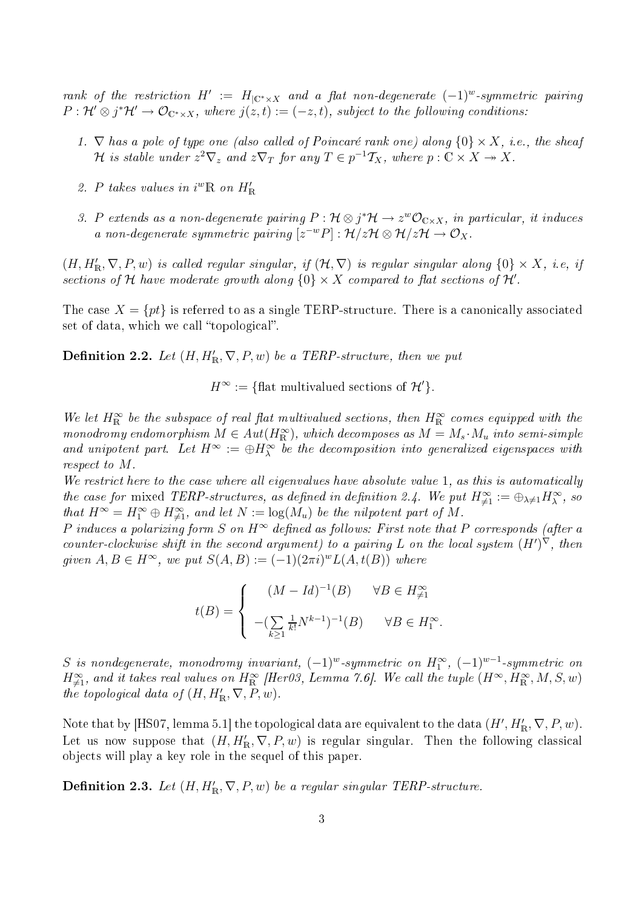*rank of the restriction $H' := H_{|\mathbb{C}^*\times X}$ and a flat non-degenerate $(-1)^w$-symmetric pairing $P : \mathcal{H}' \otimes j^*\mathcal{H}' \to \mathcal{O}_{\mathbb{C}^*\times X}$, where $j(z,t) := (-z,t)$, subject to the following conditions:*

1. *$\nabla$ has a pole of type one (also called of Poincaré rank one) along $\{0\} \times X$, i.e., the sheaf $\mathcal{H}$ is stable under $z^2\nabla_z$ and $z\nabla_T$ for any $T \in p^{-1}\mathcal{T}_X$, where $p : \mathbb{C} \times X \twoheadrightarrow X$.*
2. *$P$ takes values in $i^w\mathbb{R}$ on $H'_\mathbb{R}$*
3. *$P$ extends as a non-degenerate pairing $P : \mathcal{H} \otimes j^*\mathcal{H} \to z^w\mathcal{O}_{\mathbb{C}\times X}$, in particular, it induces a non-degenerate symmetric pairing $[z^{-w}P] : \mathcal{H}/z\mathcal{H} \otimes \mathcal{H}/z\mathcal{H} \to \mathcal{O}_X$.*

*$(H, H'_\mathbb{R}, \nabla, P, w)$ is called regular singular, if $(\mathcal{H}, \nabla)$ is regular singular along $\{0\} \times X$, i.e, if sections of $\mathcal{H}$ have moderate growth along $\{0\} \times X$ compared to flat sections of $\mathcal{H}'$.*

The case $X = \{pt\}$ is referred to as a single TERP-structure. There is a canonically associated set of data, which we call "topological".

**Definition 2.2.** *Let $(H, H'_\mathbb{R}, \nabla, P, w)$ be a TERP-structure, then we put*

$$H^\infty := \{\text{flat multivalued sections of } \mathcal{H}'\}.$$

*We let $H^\infty_\mathbb{R}$ be the subspace of real flat multivalued sections, then $H^\infty_\mathbb{R}$ comes equipped with the monodromy endomorphism $M \in Aut(H^\infty_\mathbb{R})$, which decomposes as $M = M_s \cdot M_u$ into semi-simple and unipotent part. Let $H^\infty := \oplus H^\infty_\lambda$ be the decomposition into generalized eigenspaces with respect to $M$.*

*We restrict here to the case where all eigenvalues have absolute value 1, as this is automatically the case for* mixed *TERP-structures, as defined in definition 2.4. We put $H^\infty_{\neq 1} := \oplus_{\lambda\neq 1} H^\infty_\lambda$, so that $H^\infty = H^\infty_1 \oplus H^\infty_{\neq 1}$, and let $N := \log(M_u)$ be the nilpotent part of $M$.*

*$P$ induces a polarizing form $S$ on $H^\infty$ defined as follows: First note that $P$ corresponds (after a counter-clockwise shift in the second argument) to a pairing $L$ on the local system $(H')^\nabla$, then given $A, B \in H^\infty$, we put $S(A,B) := (-1)(2\pi i)^w L(A, t(B))$ where*

$$t(B) = \begin{cases} (M - Id)^{-1}(B) & \forall B \in H^\infty_{\neq 1} \\ -(\sum\limits_{k\geq 1} \frac{1}{k!} N^{k-1})^{-1}(B) & \forall B \in H^\infty_1. \end{cases}$$

*$S$ is nondegenerate, monodromy invariant, $(-1)^w$-symmetric on $H^\infty_1$, $(-1)^{w-1}$-symmetric on $H^\infty_{\neq 1}$, and it takes real values on $H^\infty_\mathbb{R}$ [Her03, Lemma 7.6]. We call the tuple $(H^\infty, H^\infty_\mathbb{R}, M, S, w)$ the topological data of $(H, H'_\mathbb{R}, \nabla, P, w)$.*

Note that by [HS07, lemma 5.1] the topological data are equivalent to the data $(H', H'_\mathbb{R}, \nabla, P, w)$. Let us now suppose that $(H, H'_\mathbb{R}, \nabla, P, w)$ is regular singular. Then the following classical objects will play a key role in the sequel of this paper.

**Definition 2.3.** *Let $(H, H'_\mathbb{R}, \nabla, P, w)$ be a regular singular TERP-structure.*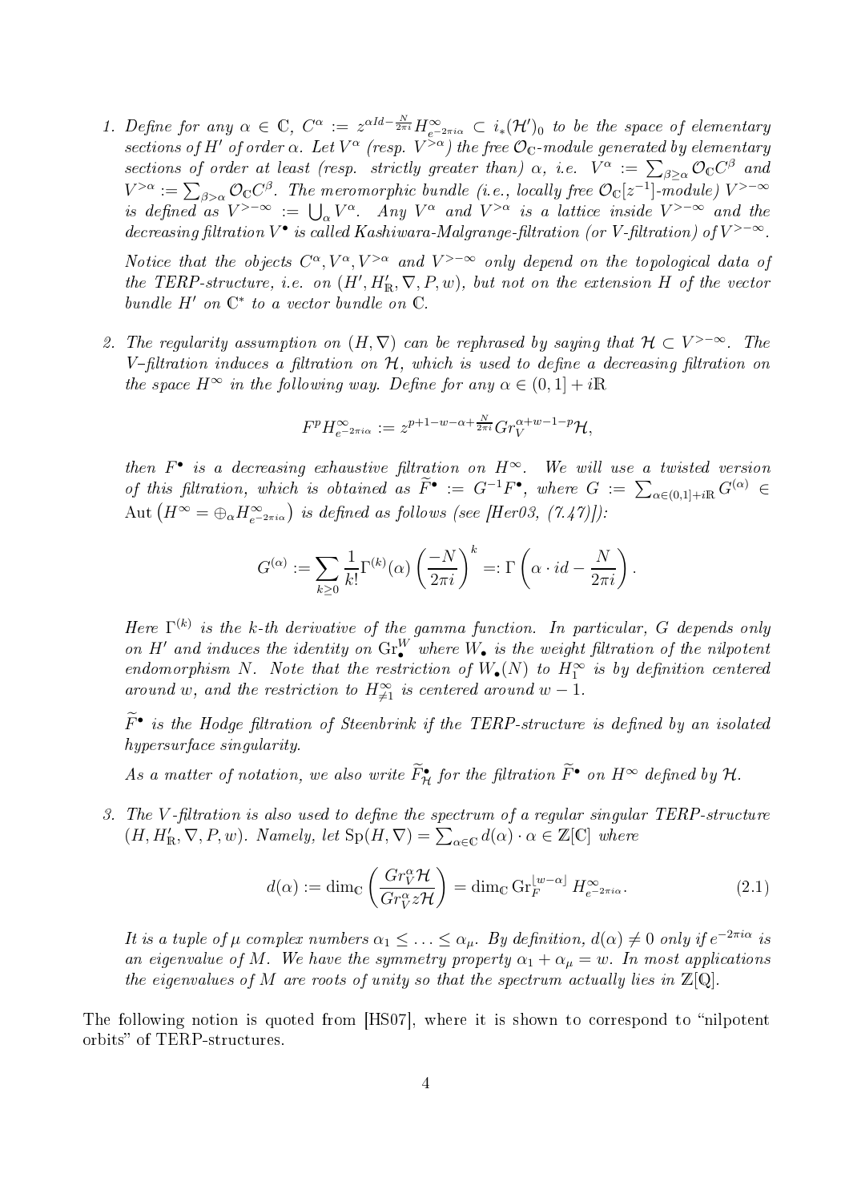1. *Define for any $\alpha \in \mathbb{C}$, $C^\alpha := z^{\alpha Id - \frac{N}{2\pi i}} H^\infty_{e^{-2\pi i\alpha}} \subset i_*(\mathcal{H}')_0$ to be the space of elementary sections of $H'$ of order $\alpha$. Let $V^\alpha$ (resp. $V^{>\alpha}$) the free $\mathcal{O}_\mathbb{C}$-module generated by elementary sections of order at least (resp. strictly greater than) $\alpha$, i.e. $V^\alpha := \sum_{\beta \geq \alpha} \mathcal{O}_\mathbb{C} C^\beta$ and $V^{>\alpha} := \sum_{\beta > \alpha} \mathcal{O}_\mathbb{C} C^\beta$. The meromorphic bundle (i.e., locally free $\mathcal{O}_\mathbb{C}[z^{-1}]$-module) $V^{>-\infty}$ is defined as $V^{>-\infty} := \bigcup_\alpha V^\alpha$. Any $V^\alpha$ and $V^{>\alpha}$ is a lattice inside $V^{>-\infty}$ and the decreasing filtration $V^\bullet$ is called Kashiwara-Malgrange-filtration (or V-filtration) of $V^{>-\infty}$.*

   *Notice that the objects $C^\alpha, V^\alpha, V^{>\alpha}$ and $V^{>-\infty}$ only depend on the topological data of the TERP-structure, i.e. on $(H', H'_\mathbb{R}, \nabla, P, w)$, but not on the extension $H$ of the vector bundle $H'$ on $\mathbb{C}^*$ to a vector bundle on $\mathbb{C}$.*

2. *The regularity assumption on $(H, \nabla)$ can be rephrased by saying that $\mathcal{H} \subset V^{>-\infty}$. The V-filtration induces a filtration on $\mathcal{H}$, which is used to define a decreasing filtration on the space $H^\infty$ in the following way. Define for any $\alpha \in (0,1] + i\mathbb{R}$*

   $$F^p H^\infty_{e^{-2\pi i\alpha}} := z^{p+1-w-\alpha+\frac{N}{2\pi i}} Gr_V^{\alpha+w-1-p}\mathcal{H},$$

   *then $F^\bullet$ is a decreasing exhaustive filtration on $H^\infty$. We will use a twisted version of this filtration, which is obtained as $\widetilde{F}^\bullet := G^{-1}F^\bullet$, where $G := \sum_{\alpha \in (0,1]+i\mathbb{R}} G^{(\alpha)} \in \mathrm{Aut}\left(H^\infty = \oplus_\alpha H^\infty_{e^{-2\pi i\alpha}}\right)$ is defined as follows (see [Her03, (7.47)]):*

   $$G^{(\alpha)} := \sum_{k \geq 0} \frac{1}{k!} \Gamma^{(k)}(\alpha) \left(\frac{-N}{2\pi i}\right)^k =: \Gamma\left(\alpha \cdot id - \frac{N}{2\pi i}\right).$$

   *Here $\Gamma^{(k)}$ is the k-th derivative of the gamma function. In particular, $G$ depends only on $H'$ and induces the identity on $\mathrm{Gr}^W_\bullet$ where $W_\bullet$ is the weight filtration of the nilpotent endomorphism $N$. Note that the restriction of $W_\bullet(N)$ to $H^\infty_1$ is by definition centered around $w$, and the restriction to $H^\infty_{\neq 1}$ is centered around $w-1$.*

   *$\widetilde{F}^\bullet$ is the Hodge filtration of Steenbrink if the TERP-structure is defined by an isolated hypersurface singularity.*

   *As a matter of notation, we also write $\widetilde{F}^\bullet_\mathcal{H}$ for the filtration $\widetilde{F}^\bullet$ on $H^\infty$ defined by $\mathcal{H}$.*

3. *The V-filtration is also used to define the spectrum of a regular singular TERP-structure $(H, H'_\mathbb{R}, \nabla, P, w)$. Namely, let $\mathrm{Sp}(H, \nabla) = \sum_{\alpha \in \mathbb{C}} d(\alpha) \cdot \alpha \in \mathbb{Z}[\mathbb{C}]$ where*

   $$d(\alpha) := \dim_\mathbb{C}\left(\frac{Gr_V^\alpha \mathcal{H}}{Gr_V^\alpha z\mathcal{H}}\right) = \dim_\mathbb{C} \mathrm{Gr}_F^{\lfloor w-\alpha \rfloor} H^\infty_{e^{-2\pi i\alpha}}. \tag{2.1}$$

   *It is a tuple of $\mu$ complex numbers $\alpha_1 \leq \ldots \leq \alpha_\mu$. By definition, $d(\alpha) \neq 0$ only if $e^{-2\pi i\alpha}$ is an eigenvalue of $M$. We have the symmetry property $\alpha_1 + \alpha_\mu = w$. In most applications the eigenvalues of $M$ are roots of unity so that the spectrum actually lies in $\mathbb{Z}[\mathbb{Q}]$.*

The following notion is quoted from [HS07], where it is shown to correspond to "nilpotent orbits" of TERP-structures.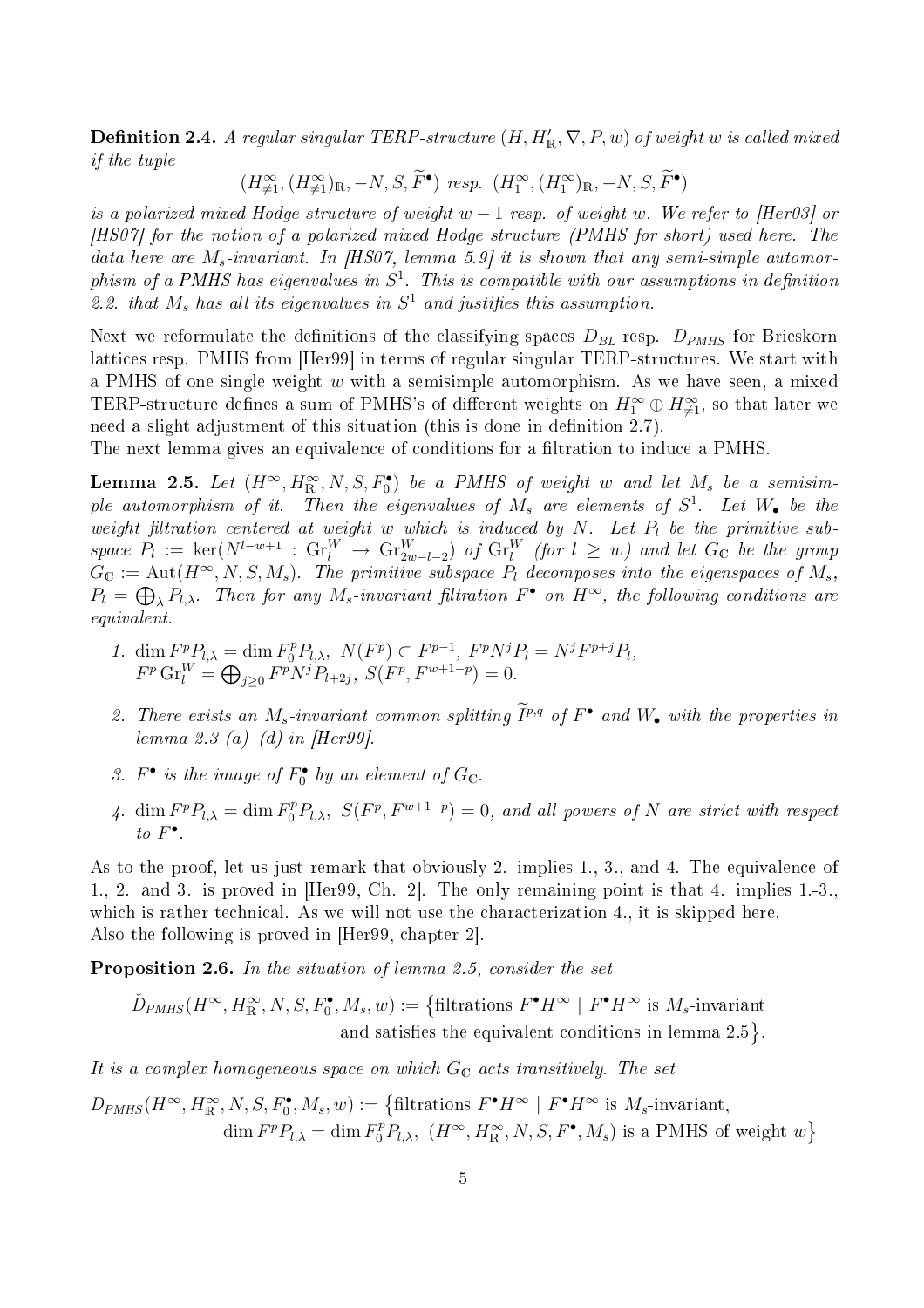**Definition 2.4.** *A regular singular TERP-structure $(H, H'_{\mathbb{R}}, \nabla, P, w)$ of weight $w$ is called mixed if the tuple*

$$(H^\infty_{\neq 1}, (H^\infty_{\neq 1})_{\mathbb{R}}, -N, S, \widetilde{F}^\bullet) \text{ resp. } (H^\infty_1, (H^\infty_1)_{\mathbb{R}}, -N, S, \widetilde{F}^\bullet)$$

*is a polarized mixed Hodge structure of weight $w-1$ resp. of weight $w$. We refer to [Her03] or [HS07] for the notion of a polarized mixed Hodge structure (PMHS for short) used here. The data here are $M_s$-invariant. In [HS07, lemma 5.9] it is shown that any semi-simple automorphism of a PMHS has eigenvalues in $S^1$. This is compatible with our assumptions in definition 2.2. that $M_s$ has all its eigenvalues in $S^1$ and justifies this assumption.*

Next we reformulate the definitions of the classifying spaces $D_{BL}$ resp. $D_{PMHS}$ for Brieskorn lattices resp. PMHS from [Her99] in terms of regular singular TERP-structures. We start with a PMHS of one single weight $w$ with a semisimple automorphism. As we have seen, a mixed TERP-structure defines a sum of PMHS's of different weights on $H^\infty_1 \oplus H^\infty_{\neq 1}$, so that later we need a slight adjustment of this situation (this is done in definition 2.7).
The next lemma gives an equivalence of conditions for a filtration to induce a PMHS.

**Lemma 2.5.** *Let $(H^\infty, H^\infty_{\mathbb{R}}, N, S, F^\bullet_0)$ be a PMHS of weight $w$ and let $M_s$ be a semisimple automorphism of it. Then the eigenvalues of $M_s$ are elements of $S^1$. Let $W_\bullet$ be the weight filtration centered at weight $w$ which is induced by $N$. Let $P_l$ be the primitive subspace $P_l := \ker(N^{l-w+1} : \mathrm{Gr}^W_l \to \mathrm{Gr}^W_{2w-l-2})$ of $\mathrm{Gr}^W_l$ (for $l \geq w$) and let $G_{\mathbb{C}}$ be the group $G_{\mathbb{C}} := \mathrm{Aut}(H^\infty, N, S, M_s)$. The primitive subspace $P_l$ decomposes into the eigenspaces of $M_s$, $P_l = \bigoplus_\lambda P_{l,\lambda}$. Then for any $M_s$-invariant filtration $F^\bullet$ on $H^\infty$, the following conditions are equivalent.*

1. $\dim F^p P_{l,\lambda} = \dim F^p_0 P_{l,\lambda}$, $N(F^p) \subset F^{p-1}$, $F^p N^j P_l = N^j F^{p+j} P_l$, $F^p \mathrm{Gr}^W_l = \bigoplus_{j \geq 0} F^p N^j P_{l+2j}$, $S(F^p, F^{w+1-p}) = 0$.
2. *There exists an $M_s$-invariant common splitting $\widetilde{I}^{p,q}$ of $F^\bullet$ and $W_\bullet$ with the properties in lemma 2.3 (a)-(d) in [Her99].*
3. *$F^\bullet$ is the image of $F^\bullet_0$ by an element of $G_{\mathbb{C}}$.*
4. $\dim F^p P_{l,\lambda} = \dim F^p_0 P_{l,\lambda}$, $S(F^p, F^{w+1-p}) = 0$, *and all powers of $N$ are strict with respect to $F^\bullet$.*

As to the proof, let us just remark that obviously 2. implies 1., 3., and 4. The equivalence of 1., 2. and 3. is proved in [Her99, Ch. 2]. The only remaining point is that 4. implies 1.-3., which is rather technical. As we will not use the characterization 4., it is skipped here.
Also the following is proved in [Her99, chapter 2].

**Proposition 2.6.** *In the situation of lemma 2.5, consider the set*

$$\check{D}_{PMHS}(H^\infty, H^\infty_{\mathbb{R}}, N, S, F^\bullet_0, M_s) := \big\{ \text{filtrations } F^\bullet H^\infty \mid F^\bullet H^\infty \text{ is } M_s\text{-invariant and satisfies the equivalent conditions in lemma 2.5} \big\}.$$

*It is a complex homogeneous space on which $G_{\mathbb{C}}$ acts transitively. The set*

$$D_{PMHS}(H^\infty, H^\infty_{\mathbb{R}}, N, S, F^\bullet_0, M_s, w) := \big\{ \text{filtrations } F^\bullet H^\infty \mid F^\bullet H^\infty \text{ is } M_s\text{-invariant}, \dim F^p P_{l,\lambda} = \dim F^p_0 P_{l,\lambda},\ (H^\infty, H^\infty_{\mathbb{R}}, N, S, F^\bullet, M_s) \text{ is a PMHS of weight } w \big\}$$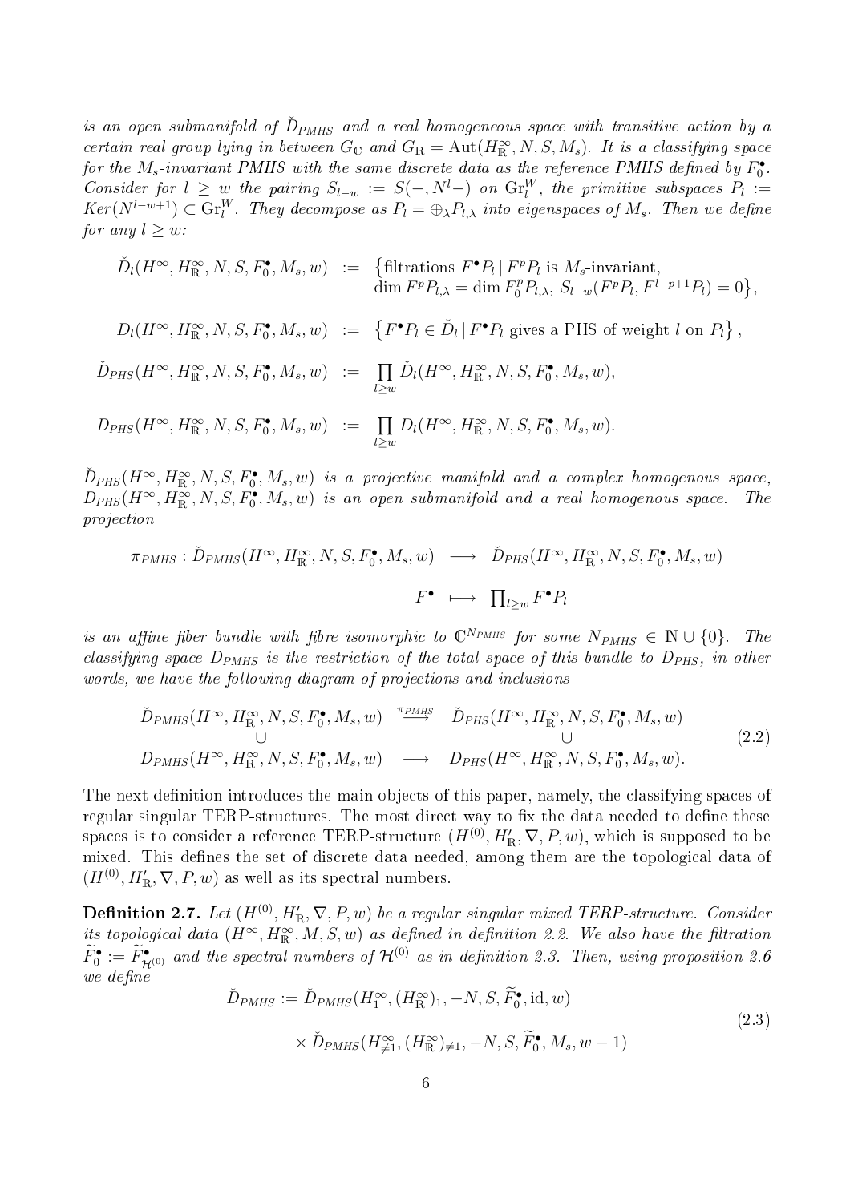*is an open submanifold of $\check{D}_{PMHS}$ and a real homogeneous space with transitive action by a certain real group lying in between $G_{\mathbb{C}}$ and $G_{\mathbb{R}} = \mathrm{Aut}(H^\infty_{\mathbb{R}}, N, S, M_s)$. It is a classifying space for the $M_s$-invariant PMHS with the same discrete data as the reference PMHS defined by $F_0^\bullet$. Consider for $l \geq w$ the pairing $S_{l-w} := S(-, N^l -)$ on $\mathrm{Gr}^W_l$, the primitive subspaces $P_l := Ker(N^{l-w+1}) \subset \mathrm{Gr}^W_l$. They decompose as $P_l = \oplus_\lambda P_{l,\lambda}$ into eigenspaces of $M_s$. Then we define for any $l \geq w$:*

$$
\begin{aligned}
\check{D}_l(H^\infty, H^\infty_{\mathbb{R}}, N, S, F_0^\bullet, M_s, w) &:= \big\{\text{filtrations } F^\bullet P_l \,|\, F^p P_l \text{ is } M_s\text{-invariant}, \\
&\qquad \dim F^p P_{l,\lambda} = \dim F_0^p P_{l,\lambda},\ S_{l-w}(F^p P_l, F^{l-p+1} P_l) = 0\big\}, \\
D_l(H^\infty, H^\infty_{\mathbb{R}}, N, S, F_0^\bullet, M_s, w) &:= \left\{F^\bullet P_l \in \check{D}_l \,|\, F^\bullet P_l \text{ gives a PHS of weight } l \text{ on } P_l\right\}, \\
\check{D}_{PHS}(H^\infty, H^\infty_{\mathbb{R}}, N, S, F_0^\bullet, M_s, w) &:= \prod_{l \geq w} \check{D}_l(H^\infty, H^\infty_{\mathbb{R}}, N, S, F_0^\bullet, M_s, w), \\
D_{PHS}(H^\infty, H^\infty_{\mathbb{R}}, N, S, F_0^\bullet, M_s, w) &:= \prod_{l \geq w} D_l(H^\infty, H^\infty_{\mathbb{R}}, N, S, F_0^\bullet, M_s, w).
\end{aligned}
$$

*$\check{D}_{PHS}(H^\infty, H^\infty_{\mathbb{R}}, N, S, F_0^\bullet, M_s, w)$ is a projective manifold and a complex homogenous space, $D_{PHS}(H^\infty, H^\infty_{\mathbb{R}}, N, S, F_0^\bullet, M_s, w)$ is an open submanifold and a real homogenous space. The projection*

$$
\begin{aligned}
\pi_{PMHS} : \check{D}_{PMHS}(H^\infty, H^\infty_{\mathbb{R}}, N, S, F_0^\bullet, M_s, w) &\longrightarrow \check{D}_{PHS}(H^\infty, H^\infty_{\mathbb{R}}, N, S, F_0^\bullet, M_s, w) \\
F^\bullet &\longmapsto \textstyle\prod_{l \geq w} F^\bullet P_l
\end{aligned}
$$

*is an affine fiber bundle with fibre isomorphic to $\mathbb{C}^{N_{PMHS}}$ for some $N_{PMHS} \in \mathbb{N} \cup \{0\}$. The classifying space $D_{PMHS}$ is the restriction of the total space of this bundle to $D_{PHS}$, in other words, we have the following diagram of projections and inclusions*

$$
\begin{array}{ccc}
\check{D}_{PMHS}(H^\infty, H^\infty_{\mathbb{R}}, N, S, F_0^\bullet, M_s, w) & \stackrel{\pi_{PMHS}}{\longrightarrow} & \check{D}_{PHS}(H^\infty, H^\infty_{\mathbb{R}}, N, S, F_0^\bullet, M_s, w) \\
\cup & & \cup \\
D_{PMHS}(H^\infty, H^\infty_{\mathbb{R}}, N, S, F_0^\bullet, M_s, w) & \longrightarrow & D_{PHS}(H^\infty, H^\infty_{\mathbb{R}}, N, S, F_0^\bullet, M_s, w).
\end{array}
\tag{2.2}
$$

The next definition introduces the main objects of this paper, namely, the classifying spaces of regular singular TERP-structures. The most direct way to fix the data needed to define these spaces is to consider a reference TERP-structure $(H^{(0)}, H'_{\mathbb{R}}, \nabla, P, w)$, which is supposed to be mixed. This defines the set of discrete data needed, among them are the topological data of $(H^{(0)}, H'_{\mathbb{R}}, \nabla, P, w)$ as well as its spectral numbers.

**Definition 2.7.** *Let $(H^{(0)}, H'_{\mathbb{R}}, \nabla, P, w)$ be a regular singular mixed TERP-structure. Consider its topological data $(H^\infty, H^\infty_{\mathbb{R}}, M, S, w)$ as defined in definition 2.2. We also have the filtration $\widetilde{F}_0^\bullet := \widetilde{F}^\bullet_{\mathcal{H}^{(0)}}$ and the spectral numbers of $\mathcal{H}^{(0)}$ as in definition 2.3. Then, using proposition 2.6 we define*

$$
\begin{aligned}
\check{D}_{PMHS} &:= \check{D}_{PMHS}(H^\infty_1, (H^\infty_{\mathbb{R}})_1, -N, S, \widetilde{F}_0^\bullet, \mathrm{id}, w) \\
&\quad \times \check{D}_{PMHS}(H^\infty_{\neq 1}, (H^\infty_{\mathbb{R}})_{\neq 1}, -N, S, \widetilde{F}_0^\bullet, M_s, w-1)
\end{aligned}
\tag{2.3}
$$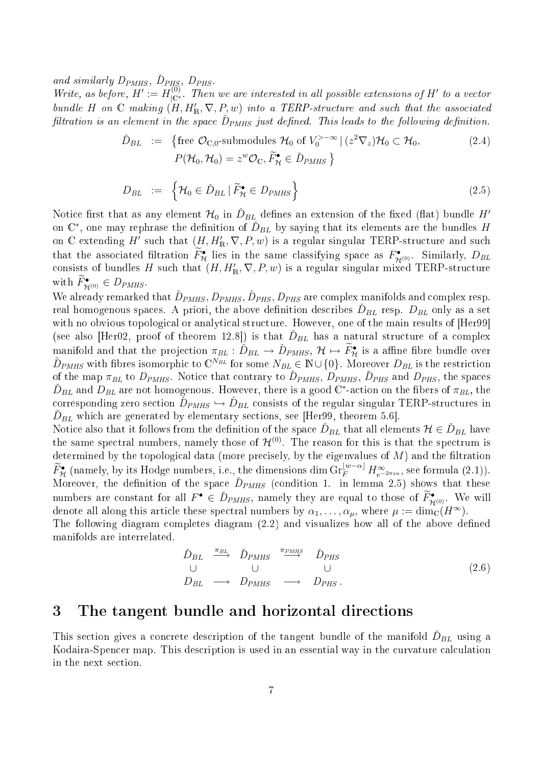*and similarly $D_{PMHS}$, $\check{D}_{PHS}$, $D_{PHS}$.*
*Write, as before, $H' := H^{(0)}_{|\mathbb{C}^*}$. Then we are interested in all possible extensions of $H'$ to a vector bundle $H$ on $\mathbb{C}$ making $(H, H'_{\mathbb{R}}, \nabla, P, w)$ into a TERP-structure and such that the associated filtration is an element in the space $\check{D}_{PMHS}$ just defined. This leads to the following definition.*

$$
\begin{aligned}
\check{D}_{BL} \;&:=\; \big\{\text{free } \mathcal{O}_{\mathbb{C},0}\text{-submodules } \mathcal{H}_0 \text{ of } V_0^{>-\infty} \,|\, (z^2\nabla_z)\mathcal{H}_0 \subset \mathcal{H}_0, \\
&\qquad P(\mathcal{H}_0, \mathcal{H}_0) = z^w \mathcal{O}_{\mathbb{C}}, \widetilde{F}^\bullet_{\mathcal{H}} \in \check{D}_{PMHS} \,\big\}
\end{aligned}
\tag{2.4}
$$

$$
D_{BL} \;:=\; \Big\{ \mathcal{H}_0 \in \check{D}_{BL} \,|\, \widetilde{F}^\bullet_{\mathcal{H}} \in D_{PMHS} \Big\}
\tag{2.5}
$$

Notice first that as any element $\mathcal{H}_0$ in $\check{D}_{BL}$ defines an extension of the fixed (flat) bundle $H'$ on $\mathbb{C}^*$, one may rephrase the definition of $\check{D}_{BL}$ by saying that its elements are the bundles $H$ on $\mathbb{C}$ extending $H'$ such that $(H, H'_{\mathbb{R}}, \nabla, P, w)$ is a regular singular TERP-structure and such that the associated filtration $\widetilde{F}^\bullet_{\mathcal{H}}$ lies in the same classifying space as $F^\bullet_{\mathcal{H}^{(0)}}$. Similarly, $D_{BL}$ consists of bundles $H$ such that $(H, H'_{\mathbb{R}}, \nabla, P, w)$ is a regular singular mixed TERP-structure with $\widetilde{F}^\bullet_{\mathcal{H}^{(0)}} \in D_{PMHS}$.

We already remarked that $\check{D}_{PMHS}, D_{PMHS}, \check{D}_{PHS}, D_{PHS}$ are complex manifolds and complex resp. real homogenous spaces. A priori, the above definition describes $\check{D}_{BL}$ resp. $D_{BL}$ only as a set with no obvious topological or analytical structure. However, one of the main results of [Her99] (see also [Her02, proof of theorem 12.8]) is that $\check{D}_{BL}$ has a natural structure of a complex manifold and that the projection $\pi_{BL} : \check{D}_{BL} \to \check{D}_{PMHS}$, $\mathcal{H} \mapsto \widetilde{F}^\bullet_{\mathcal{H}}$ is a affine fibre bundle over $\check{D}_{PMHS}$ with fibres isomorphic to $\mathbb{C}^{N_{BL}}$ for some $N_{BL} \in \mathbb{N} \cup \{0\}$. Moreover $D_{BL}$ is the restriction of the map $\pi_{BL}$ to $D_{PMHS}$. Notice that contrary to $\check{D}_{PMHS}$, $D_{PMHS}$, $\check{D}_{PHS}$ and $D_{PHS}$, the spaces $\check{D}_{BL}$ and $D_{BL}$ are not homogenous. However, there is a good $\mathbb{C}^*$-action on the fibers of $\pi_{BL}$, the corresponding zero section $\check{D}_{PMHS} \hookrightarrow \check{D}_{BL}$ consists of the regular singular TERP-structures in $\check{D}_{BL}$ which are generated by elementary sections, see [Her99, theorem 5.6].

Notice also that it follows from the definition of the space $\check{D}_{BL}$ that all elements $\mathcal{H} \in \check{D}_{BL}$ have the same spectral numbers, namely those of $\mathcal{H}^{(0)}$. The reason for this is that the spectrum is determined by the topological data (more precisely, by the eigenvalues of $M$) and the filtration $\widetilde{F}^\bullet_{\mathcal{H}}$ (namely, by its Hodge numbers, i.e., the dimensions $\dim \mathrm{Gr}_F^{\lfloor w-\alpha \rfloor} H^\infty_{e^{-2\pi i\alpha}}$, see formula (2.1)). Moreover, the definition of the space $\check{D}_{PMHS}$ (condition 1. in lemma 2.5) shows that these numbers are constant for all $F^\bullet \in \check{D}_{PMHS}$, namely they are equal to those of $\widetilde{F}^\bullet_{\mathcal{H}^{(0)}}$. We will denote all along this article these spectral numbers by $\alpha_1, \ldots, \alpha_\mu$, where $\mu := \dim_{\mathbb{C}}(H^\infty)$.

The following diagram completes diagram (2.2) and visualizes how all of the above defined manifolds are interrelated.

$$
\begin{array}{ccccc}
\check{D}_{BL} & \stackrel{\pi_{BL}}{\longrightarrow} & \check{D}_{PMHS} & \stackrel{\pi_{PMHS}}{\longrightarrow} & \check{D}_{PHS} \\
\cup & & \cup & & \cup \\
D_{BL} & \longrightarrow & D_{PMHS} & \longrightarrow & D_{PHS}\,.
\end{array}
\tag{2.6}
$$

# 3 The tangent bundle and horizontal directions

This section gives a concrete description of the tangent bundle of the manifold $\check{D}_{BL}$ using a Kodaira-Spencer map. This description is used in an essential way in the curvature calculation in the next section.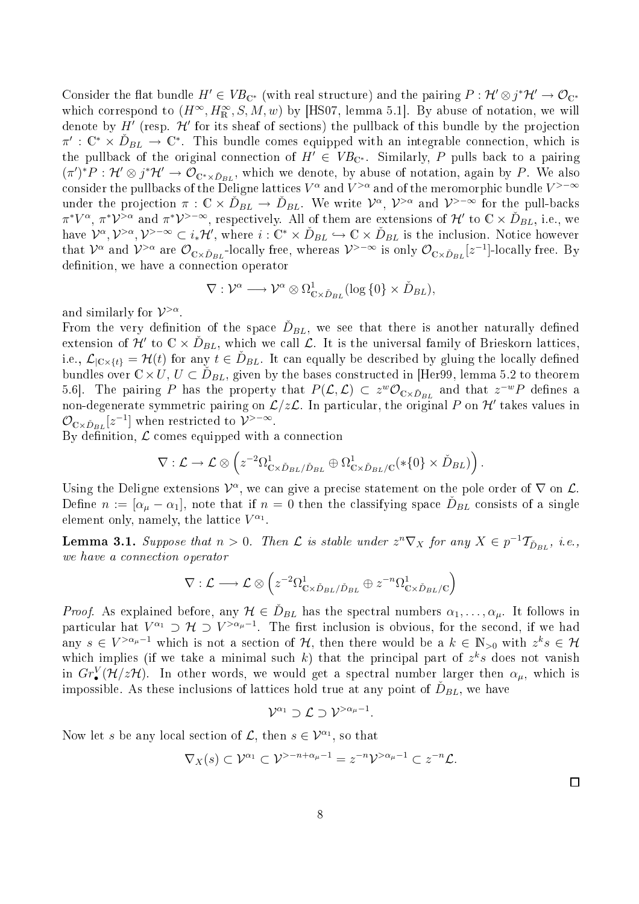Consider the flat bundle $H' \in VB_{\mathbb{C}^*}$ (with real structure) and the pairing $P : \mathcal{H}' \otimes j^*\mathcal{H}' \to \mathcal{O}_{\mathbb{C}^*}$ which correspond to $(H^\infty, H^\infty_{\mathbb{R}}, S, M, w)$ by [HS07, lemma 5.1]. By abuse of notation, we will denote by $H'$ (resp. $\mathcal{H}'$ for its sheaf of sections) the pullback of this bundle by the projection $\pi' : \mathbb{C}^* \times \check{D}_{BL} \to \mathbb{C}^*$. This bundle comes equipped with an integrable connection, which is the pullback of the original connection of $H' \in VB_{\mathbb{C}^*}$. Similarly, $P$ pulls back to a pairing $(\pi')^*P : \mathcal{H}' \otimes j^*\mathcal{H}' \to \mathcal{O}_{\mathbb{C}^* \times \check{D}_{BL}}$, which we denote, by abuse of notation, again by $P$. We also consider the pullbacks of the Deligne lattices $V^\alpha$ and $V^{>\alpha}$ and of the meromorphic bundle $V^{>-\infty}$ under the projection $\pi : \mathbb{C} \times \check{D}_{BL} \to \check{D}_{BL}$. We write $\mathcal{V}^\alpha$, $\mathcal{V}^{>\alpha}$ and $\mathcal{V}^{>-\infty}$ for the pull-backs $\pi^*V^\alpha$, $\pi^*\mathcal{V}^{>\alpha}$ and $\pi^*\mathcal{V}^{>-\infty}$, respectively. All of them are extensions of $\mathcal{H}'$ to $\mathbb{C} \times \check{D}_{BL}$, i.e., we have $\mathcal{V}^\alpha, \mathcal{V}^{>\alpha}, \mathcal{V}^{>-\infty} \subset i_*\mathcal{H}'$, where $i : \mathbb{C}^* \times \check{D}_{BL} \hookrightarrow \mathbb{C} \times \check{D}_{BL}$ is the inclusion. Notice however that $\mathcal{V}^\alpha$ and $\mathcal{V}^{>\alpha}$ are $\mathcal{O}_{\mathbb{C}\times\check{D}_{BL}}$-locally free, whereas $\mathcal{V}^{>-\infty}$ is only $\mathcal{O}_{\mathbb{C}\times\check{D}_{BL}}[z^{-1}]$-locally free. By definition, we have a connection operator

$$\nabla : \mathcal{V}^\alpha \longrightarrow \mathcal{V}^\alpha \otimes \Omega^1_{\mathbb{C}\times\check{D}_{BL}}(\log\{0\} \times \check{D}_{BL}),$$

and similarly for $\mathcal{V}^{>\alpha}$.

From the very definition of the space $\check{D}_{BL}$, we see that there is another naturally defined extension of $\mathcal{H}'$ to $\mathbb{C} \times \check{D}_{BL}$, which we call $\mathcal{L}$. It is the universal family of Brieskorn lattices, i.e., $\mathcal{L}_{|\mathbb{C}\times\{t\}} = \mathcal{H}(t)$ for any $t \in \check{D}_{BL}$. It can equally be described by gluing the locally defined bundles over $\mathbb{C} \times U$, $U \subset \check{D}_{BL}$, given by the bases constructed in [Her99, lemma 5.2 to theorem 5.6]. The pairing $P$ has the property that $P(\mathcal{L}, \mathcal{L}) \subset z^w \mathcal{O}_{\mathbb{C}\times\check{D}_{BL}}$ and that $z^{-w}P$ defines a non-degenerate symmetric pairing on $\mathcal{L}/z\mathcal{L}$. In particular, the original $P$ on $\mathcal{H}'$ takes values in $\mathcal{O}_{\mathbb{C}\times\check{D}_{BL}}[z^{-1}]$ when restricted to $\mathcal{V}^{>-\infty}$.

By definition, $\mathcal{L}$ comes equipped with a connection

$$\nabla : \mathcal{L} \to \mathcal{L} \otimes \left(z^{-2}\Omega^1_{\mathbb{C}\times\check{D}_{BL}/\check{D}_{BL}} \oplus \Omega^1_{\mathbb{C}\times\check{D}_{BL}/\mathbb{C}}(*\{0\} \times \check{D}_{BL})\right).$$

Using the Deligne extensions $\mathcal{V}^\alpha$, we can give a precise statement on the pole order of $\nabla$ on $\mathcal{L}$. Define $n := [\alpha_\mu - \alpha_1]$, note that if $n = 0$ then the classifying space $\check{D}_{BL}$ consists of a single element only, namely, the lattice $V^{\alpha_1}$.

**Lemma 3.1.** *Suppose that $n > 0$. Then $\mathcal{L}$ is stable under $z^n\nabla_X$ for any $X \in p^{-1}\mathcal{T}_{\check{D}_{BL}}$, i.e., we have a connection operator*

$$\nabla : \mathcal{L} \longrightarrow \mathcal{L} \otimes \left(z^{-2}\Omega^1_{\mathbb{C}\times\check{D}_{BL}/\check{D}_{BL}} \oplus z^{-n}\Omega^1_{\mathbb{C}\times\check{D}_{BL}/\mathbb{C}}\right)$$

*Proof.* As explained before, any $\mathcal{H} \in \check{D}_{BL}$ has the spectral numbers $\alpha_1, \ldots, \alpha_\mu$. It follows in particular hat $V^{\alpha_1} \supset \mathcal{H} \supset V^{>\alpha_\mu - 1}$. The first inclusion is obvious, for the second, if we had any $s \in V^{>\alpha_\mu-1}$ which is not a section of $\mathcal{H}$, then there would be a $k \in \mathbb{N}_{>0}$ with $z^k s \in \mathcal{H}$ which implies (if we take a minimal such $k$) that the principal part of $z^k s$ does not vanish in $Gr^V_\bullet(\mathcal{H}/z\mathcal{H})$. In other words, we would get a spectral number larger then $\alpha_\mu$, which is impossible. As these inclusions of lattices hold true at any point of $\check{D}_{BL}$, we have

$$\mathcal{V}^{\alpha_1} \supset \mathcal{L} \supset \mathcal{V}^{>\alpha_\mu-1}.$$

Now let $s$ be any local section of $\mathcal{L}$, then $s \in \mathcal{V}^{\alpha_1}$, so that

$$\nabla_X(s) \subset \mathcal{V}^{\alpha_1} \subset \mathcal{V}^{>-n+\alpha_\mu-1} = z^{-n}\mathcal{V}^{>\alpha_\mu-1} \subset z^{-n}\mathcal{L}.$$

$\square$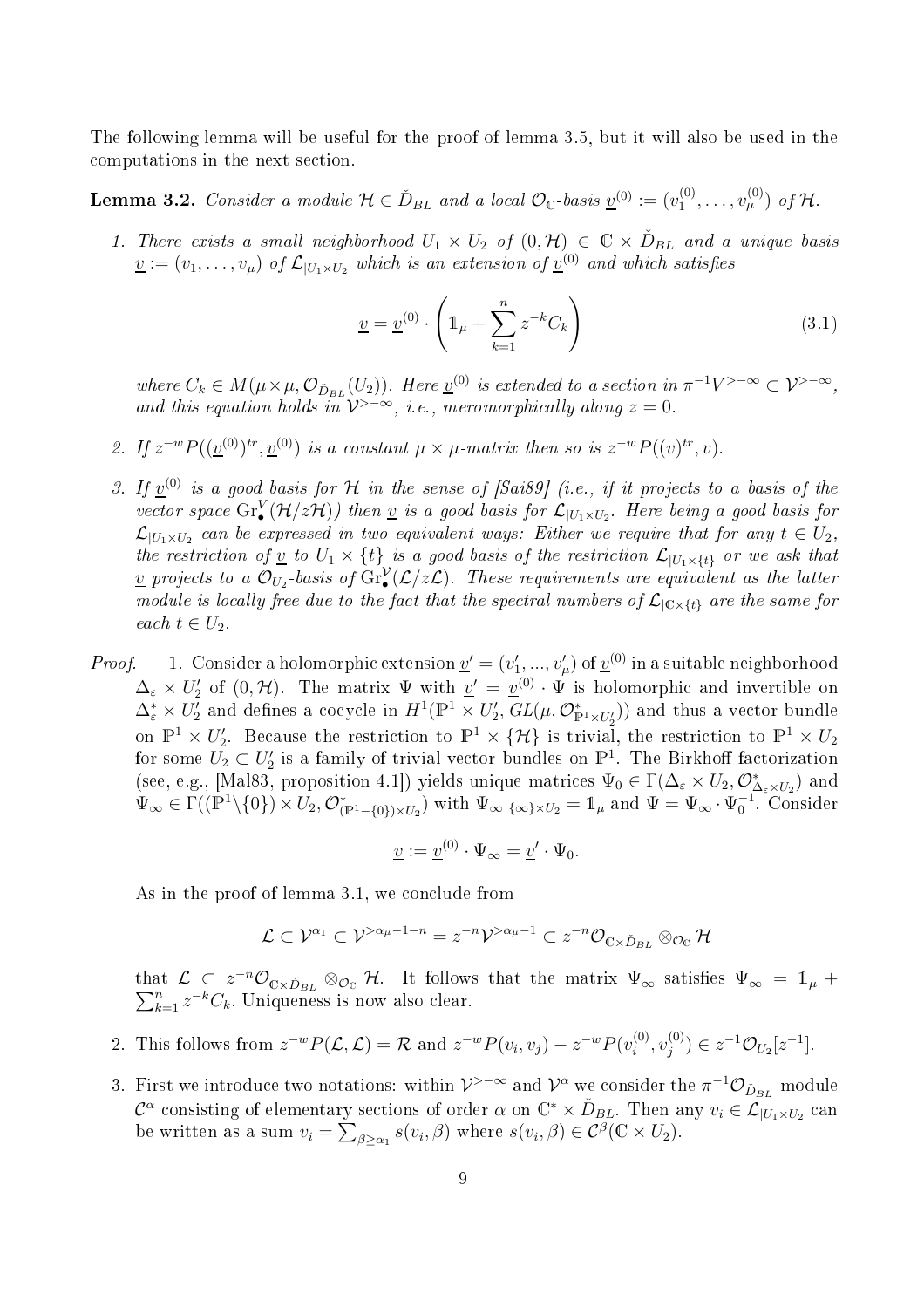The following lemma will be useful for the proof of lemma 3.5, but it will also be used in the computations in the next section.

**Lemma 3.2.** *Consider a module $\mathcal{H} \in \check{D}_{BL}$ and a local $\mathcal{O}_\mathbb{C}$-basis $\underline{v}^{(0)} := (v_1^{(0)}, \ldots, v_\mu^{(0)})$ of $\mathcal{H}$.*

1. *There exists a small neighborhood $U_1 \times U_2$ of $(0, \mathcal{H}) \in \mathbb{C} \times \check{D}_{BL}$ and a unique basis $\underline{v} := (v_1, \ldots, v_\mu)$ of $\mathcal{L}_{|U_1 \times U_2}$ which is an extension of $\underline{v}^{(0)}$ and which satisfies*

$$\underline{v} = \underline{v}^{(0)} \cdot \left( \mathbb{1}_\mu + \sum_{k=1}^{n} z^{-k} C_k \right) \tag{3.1}$$

   *where $C_k \in M(\mu \times \mu, \mathcal{O}_{\check{D}_{BL}}(U_2))$. Here $\underline{v}^{(0)}$ is extended to a section in $\pi^{-1}V^{>-\infty} \subset \mathcal{V}^{>-\infty}$, and this equation holds in $\mathcal{V}^{>-\infty}$, i.e., meromorphically along $z = 0$.*

2. *If $z^{-w} P((\underline{v}^{(0)})^{tr}, \underline{v}^{(0)})$ is a constant $\mu \times \mu$-matrix then so is $z^{-w} P((v)^{tr}, v)$.*

3. *If $\underline{v}^{(0)}$ is a good basis for $\mathcal{H}$ in the sense of [Sai89] (i.e., if it projects to a basis of the vector space $\mathrm{Gr}^V_\bullet(\mathcal{H}/z\mathcal{H})$) then $\underline{v}$ is a good basis for $\mathcal{L}_{|U_1 \times U_2}$. Here being a good basis for $\mathcal{L}_{|U_1 \times U_2}$ can be expressed in two equivalent ways: Either we require that for any $t \in U_2$, the restriction of $\underline{v}$ to $U_1 \times \{t\}$ is a good basis of the restriction $\mathcal{L}_{|U_1 \times \{t\}}$ or we ask that $\underline{v}$ projects to a $\mathcal{O}_{U_2}$-basis of $\mathrm{Gr}^\mathcal{V}_\bullet(\mathcal{L}/z\mathcal{L})$. These requirements are equivalent as the latter module is locally free due to the fact that the spectral numbers of $\mathcal{L}_{|\mathbb{C} \times \{t\}}$ are the same for each $t \in U_2$.*

*Proof.*

1. Consider a holomorphic extension $\underline{v}' = (v_1', ..., v_\mu')$ of $\underline{v}^{(0)}$ in a suitable neighborhood $\Delta_\varepsilon \times U_2'$ of $(0, \mathcal{H})$. The matrix $\Psi$ with $\underline{v}' = \underline{v}^{(0)} \cdot \Psi$ is holomorphic and invertible on $\Delta_\varepsilon^* \times U_2'$ and defines a cocycle in $H^1(\mathbb{P}^1 \times U_2', GL(\mu, \mathcal{O}^*_{\mathbb{P}^1 \times U_2'}))$ and thus a vector bundle on $\mathbb{P}^1 \times U_2'$. Because the restriction to $\mathbb{P}^1 \times \{\mathcal{H}\}$ is trivial, the restriction to $\mathbb{P}^1 \times U_2$ for some $U_2 \subset U_2'$ is a family of trivial vector bundles on $\mathbb{P}^1$. The Birkhoff factorization (see, e.g., [Mal83, proposition 4.1]) yields unique matrices $\Psi_0 \in \Gamma(\Delta_\varepsilon \times U_2, \mathcal{O}^*_{\Delta_\varepsilon \times U_2})$ and $\Psi_\infty \in \Gamma((\mathbb{P}^1 \backslash \{0\}) \times U_2, \mathcal{O}^*_{(\mathbb{P}^1 - \{0\}) \times U_2})$ with $\Psi_\infty|_{\{\infty\} \times U_2} = \mathbb{1}_\mu$ and $\Psi = \Psi_\infty \cdot \Psi_0^{-1}$. Consider

$$\underline{v} := \underline{v}^{(0)} \cdot \Psi_\infty = \underline{v}' \cdot \Psi_0.$$

   As in the proof of lemma 3.1, we conclude from

$$\mathcal{L} \subset \mathcal{V}^{\alpha_1} \subset \mathcal{V}^{>\alpha_\mu - 1 - n} = z^{-n} \mathcal{V}^{>\alpha_\mu - 1} \subset z^{-n} \mathcal{O}_{\mathbb{C} \times \check{D}_{BL}} \otimes_{\mathcal{O}_\mathbb{C}} \mathcal{H}$$

   that $\mathcal{L} \subset z^{-n} \mathcal{O}_{\mathbb{C} \times \check{D}_{BL}} \otimes_{\mathcal{O}_\mathbb{C}} \mathcal{H}$. It follows that the matrix $\Psi_\infty$ satisfies $\Psi_\infty = \mathbb{1}_\mu + \sum_{k=1}^n z^{-k} C_k$. Uniqueness is now also clear.

2. This follows from $z^{-w} P(\mathcal{L}, \mathcal{L}) = \mathcal{R}$ and $z^{-w} P(v_i, v_j) - z^{-w} P(v_i^{(0)}, v_j^{(0)}) \in z^{-1} \mathcal{O}_{U_2}[z^{-1}]$.

3. First we introduce two notations: within $\mathcal{V}^{>-\infty}$ and $\mathcal{V}^\alpha$ we consider the $\pi^{-1}\mathcal{O}_{\check{D}_{BL}}$-module $\mathcal{C}^\alpha$ consisting of elementary sections of order $\alpha$ on $\mathbb{C}^* \times \check{D}_{BL}$. Then any $v_i \in \mathcal{L}_{|U_1 \times U_2}$ can be written as a sum $v_i = \sum_{\beta \geq \alpha_1} s(v_i, \beta)$ where $s(v_i, \beta) \in \mathcal{C}^\beta(\mathbb{C} \times U_2)$.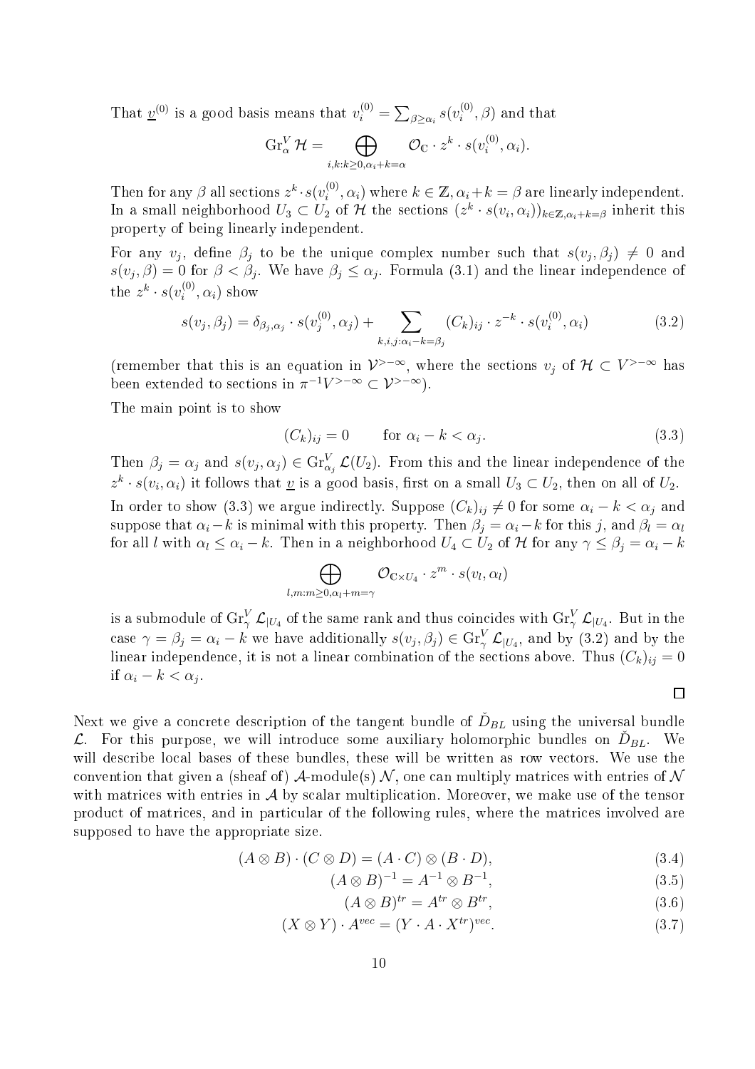That $\underline{v}^{(0)}$ is a good basis means that $v_i^{(0)} = \sum_{\beta \geq \alpha_i} s(v_i^{(0)}, \beta)$ and that

$$\mathrm{Gr}_\alpha^V \mathcal{H} = \bigoplus_{i,k:k\geq 0, \alpha_i + k = \alpha} \mathcal{O}_{\mathbb{C}} \cdot z^k \cdot s(v_i^{(0)}, \alpha_i).$$

Then for any $\beta$ all sections $z^k \cdot s(v_i^{(0)}, \alpha_i)$ where $k \in \mathbb{Z}, \alpha_i + k = \beta$ are linearly independent. In a small neighborhood $U_3 \subset U_2$ of $\mathcal{H}$ the sections $(z^k \cdot s(v_i, \alpha_i))_{k\in\mathbb{Z},\alpha_i+k=\beta}$ inherit this property of being linearly independent.

For any $v_j$, define $\beta_j$ to be the unique complex number such that $s(v_j, \beta_j) \neq 0$ and $s(v_j, \beta) = 0$ for $\beta < \beta_j$. We have $\beta_j \leq \alpha_j$. Formula (3.1) and the linear independence of the $z^k \cdot s(v_i^{(0)}, \alpha_i)$ show

$$s(v_j, \beta_j) = \delta_{\beta_j,\alpha_j} \cdot s(v_j^{(0)}, \alpha_j) + \sum_{k,i,j:\alpha_i - k = \beta_j} (C_k)_{ij} \cdot z^{-k} \cdot s(v_i^{(0)}, \alpha_i) \tag{3.2}$$

(remember that this is an equation in $\mathcal{V}^{>-\infty}$, where the sections $v_j$ of $\mathcal{H} \subset V^{>-\infty}$ has been extended to sections in $\pi^{-1}V^{>-\infty} \subset \mathcal{V}^{>-\infty}$).

The main point is to show

$$(C_k)_{ij} = 0 \qquad \text{for } \alpha_i - k < \alpha_j. \tag{3.3}$$

Then $\beta_j = \alpha_j$ and $s(v_j, \alpha_j) \in \mathrm{Gr}_{\alpha_j}^V \mathcal{L}(U_2)$. From this and the linear independence of the $z^k \cdot s(v_i, \alpha_i)$ it follows that $\underline{v}$ is a good basis, first on a small $U_3 \subset U_2$, then on all of $U_2$.

In order to show (3.3) we argue indirectly. Suppose $(C_k)_{ij} \neq 0$ for some $\alpha_i - k < \alpha_j$ and suppose that $\alpha_i - k$ is minimal with this property. Then $\beta_j = \alpha_i - k$ for this $j$, and $\beta_l = \alpha_l$ for all $l$ with $\alpha_l \leq \alpha_i - k$. Then in a neighborhood $U_4 \subset U_2$ of $\mathcal{H}$ for any $\gamma \leq \beta_j = \alpha_i - k$

$$\bigoplus_{l,m:m\geq 0, \alpha_l + m = \gamma} \mathcal{O}_{\mathbb{C}\times U_4} \cdot z^m \cdot s(v_l, \alpha_l)$$

is a submodule of $\mathrm{Gr}_\gamma^V \mathcal{L}_{|U_4}$ of the same rank and thus coincides with $\mathrm{Gr}_\gamma^V \mathcal{L}_{|U_4}$. But in the case $\gamma = \beta_j = \alpha_i - k$ we have additionally $s(v_j, \beta_j) \in \mathrm{Gr}_\gamma^V \mathcal{L}_{|U_4}$, and by (3.2) and by the linear independence, it is not a linear combination of the sections above. Thus $(C_k)_{ij} = 0$ if $\alpha_i - k < \alpha_j$.

□

Next we give a concrete description of the tangent bundle of $\check{D}_{BL}$ using the universal bundle $\mathcal{L}$. For this purpose, we will introduce some auxiliary holomorphic bundles on $\check{D}_{BL}$. We will describe local bases of these bundles, these will be written as row vectors. We use the convention that given a (sheaf of) $\mathcal{A}$-module(s) $\mathcal{N}$, one can multiply matrices with entries of $\mathcal{N}$ with matrices with entries in $\mathcal{A}$ by scalar multiplication. Moreover, we make use of the tensor product of matrices, and in particular of the following rules, where the matrices involved are supposed to have the appropriate size.

$$(A \otimes B) \cdot (C \otimes D) = (A \cdot C) \otimes (B \cdot D), \tag{3.4}$$

$$(A \otimes B)^{-1} = A^{-1} \otimes B^{-1}, \tag{3.5}$$

$$(A \otimes B)^{tr} = A^{tr} \otimes B^{tr}, \tag{3.6}$$

$$(X \otimes Y) \cdot A^{vec} = (Y \cdot A \cdot X^{tr})^{vec}. \tag{3.7}$$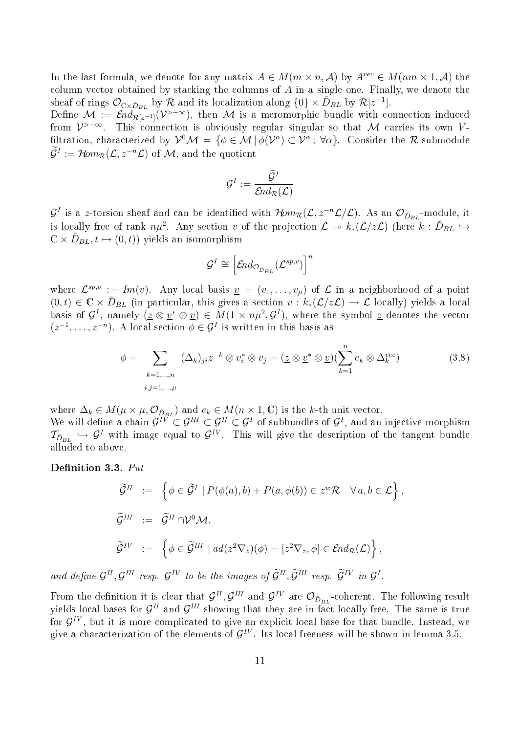In the last formula, we denote for any matrix $A \in M(m \times n, \mathcal{A})$ by $A^{vec} \in M(nm \times 1, \mathcal{A})$ the column vector obtained by stacking the columns of $A$ in a single one. Finally, we denote the sheaf of rings $\mathcal{O}_{\mathbb{C}\times \check{D}_{BL}}$ by $\mathcal{R}$ and its localization along $\{0\} \times \check{D}_{BL}$ by $\mathcal{R}[z^{-1}]$.

Define $\mathcal{M} := \mathcal{E}nd_{\mathcal{R}[z^{-1}]}(\mathcal{V}^{>-\infty})$, then $\mathcal{M}$ is a meromorphic bundle with connection induced from $\mathcal{V}^{>-\infty}$. This connection is obviously regular singular so that $\mathcal{M}$ carries its own $V$-filtration, characterized by $\mathcal{V}^0\mathcal{M} = \{\phi \in \mathcal{M} \,|\, \phi(\mathcal{V}^\alpha) \subset \mathcal{V}^\alpha\,;\, \forall \alpha\}$. Consider the $\mathcal{R}$-submodule $\widetilde{\mathcal{G}}^I := \mathcal{H}om_{\mathcal{R}}(\mathcal{L}, z^{-n}\mathcal{L})$ of $\mathcal{M}$, and the quotient

$$\mathcal{G}^I := \frac{\widetilde{\mathcal{G}}^I}{\mathcal{E}nd_{\mathcal{R}}(\mathcal{L})}$$

$\mathcal{G}^I$ is a $z$-torsion sheaf and can be identified with $\mathcal{H}om_{\mathcal{R}}(\mathcal{L}, z^{-n}\mathcal{L}/\mathcal{L})$. As an $\mathcal{O}_{\check{D}_{BL}}$-module, it is locally free of rank $n\mu^2$. Any section $v$ of the projection $\mathcal{L} \twoheadrightarrow k_*(\mathcal{L}/z\mathcal{L})$ (here $k : \check{D}_{BL} \hookrightarrow \mathbb{C} \times \check{D}_{BL}, t \mapsto (0,t)$) yields an isomorphism

$$\mathcal{G}^I \cong \left[\mathcal{E}nd_{\mathcal{O}_{\check{D}_{BL}}}(\mathcal{L}^{sp,v})\right]^n$$

where $\mathcal{L}^{sp,v} := Im(v)$. Any local basis $\underline{v} = (v_1, \ldots, v_\mu)$ of $\mathcal{L}$ in a neighborhood of a point $(0,t) \in \mathbb{C} \times \check{D}_{BL}$ (in particular, this gives a section $v : k_*(\mathcal{L}/z\mathcal{L}) \to \mathcal{L}$ locally) yields a local basis of $\mathcal{G}^I$, namely $(\underline{z} \otimes \underline{v}^* \otimes \underline{v}) \in M(1 \times n\mu^2, \mathcal{G}^I)$, where the symbol $\underline{z}$ denotes the vector $(z^{-1}, \ldots, z^{-n})$. A local section $\phi \in \mathcal{G}^I$ is written in this basis as

$$\phi = \sum_{\substack{k=1,\ldots,n \\ i,j=1,\ldots,\mu}} (\Delta_k)_{ji} z^{-k} \otimes v_i^* \otimes v_j = (\underline{z} \otimes \underline{v}^* \otimes \underline{v})(\sum_{k=1}^n e_k \otimes \Delta_k^{vec}) \tag{3.8}$$

where $\Delta_k \in M(\mu \times \mu, \mathcal{O}_{\check{D}_{BL}})$ and $e_k \in M(n \times 1, \mathbb{C})$ is the $k$-th unit vector.

We will define a chain $\mathcal{G}^{IV} \subset \mathcal{G}^{III} \subset \mathcal{G}^{II} \subset \mathcal{G}^I$ of subbundles of $\mathcal{G}^I$, and an injective morphism $\mathcal{T}_{\check{D}_{BL}} \hookrightarrow \mathcal{G}^I$ with image equal to $\mathcal{G}^{IV}$. This will give the description of the tangent bundle alluded to above.

**Definition 3.3.** *Put*

$$\begin{aligned}
\widetilde{\mathcal{G}}^{II} &:= \left\{ \phi \in \widetilde{\mathcal{G}}^I \mid P(\phi(a), b) + P(a, \phi(b)) \in z^w\mathcal{R} \quad \forall a, b \in \mathcal{L} \right\}, \\
\widetilde{\mathcal{G}}^{III} &:= \widetilde{\mathcal{G}}^{II} \cap \mathcal{V}^0\mathcal{M}, \\
\widetilde{\mathcal{G}}^{IV} &:= \left\{ \phi \in \widetilde{\mathcal{G}}^{III} \mid ad(z^2\nabla_z)(\phi) = [z^2\nabla_z, \phi] \in \mathcal{E}nd_{\mathcal{R}}(\mathcal{L}) \right\},
\end{aligned}$$

*and define $\mathcal{G}^{II}, \mathcal{G}^{III}$ resp. $\mathcal{G}^{IV}$ to be the images of $\widetilde{\mathcal{G}}^{II}, \widetilde{\mathcal{G}}^{III}$ resp. $\widetilde{\mathcal{G}}^{IV}$ in $\mathcal{G}^I$.*

From the definition it is clear that $\mathcal{G}^{II}, \mathcal{G}^{III}$ and $\mathcal{G}^{IV}$ are $\mathcal{O}_{\check{D}_{BL}}$-coherent. The following result yields local bases for $\mathcal{G}^{II}$ and $\mathcal{G}^{III}$ showing that they are in fact locally free. The same is true for $\mathcal{G}^{IV}$, but it is more complicated to give an explicit local base for that bundle. Instead, we give a characterization of the elements of $\mathcal{G}^{IV}$. Its local freeness will be shown in lemma 3.5.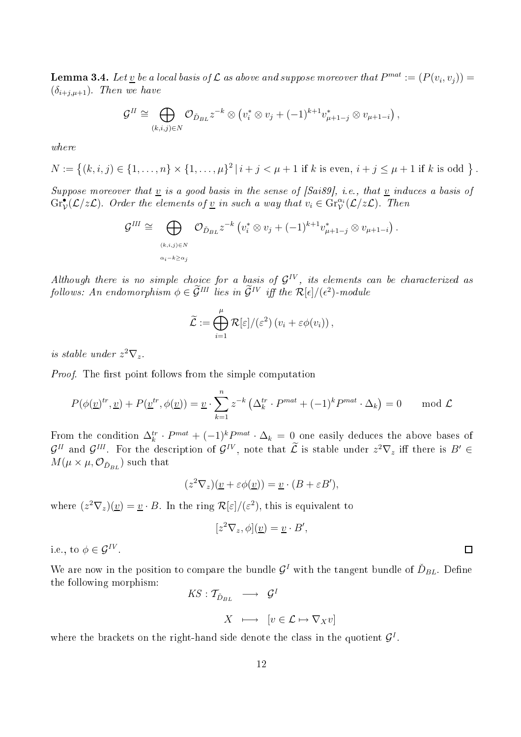**Lemma 3.4.** *Let $\underline{v}$ be a local basis of $\mathcal{L}$ as above and suppose moreover that $P^{mat} := (P(v_i, v_j)) = (\delta_{i+j,\mu+1})$. Then we have*

$$\mathcal{G}^{II} \cong \bigoplus_{(k,i,j)\in N} \mathcal{O}_{\check{D}_{BL}} z^{-k} \otimes \left(v_i^* \otimes v_j + (-1)^{k+1} v_{\mu+1-j}^* \otimes v_{\mu+1-i}\right),$$

*where*

$$N := \left\{(k,i,j) \in \{1,\ldots,n\} \times \{1,\ldots,\mu\}^2 \,|\, i+j < \mu+1 \text{ if } k \text{ is even, } i+j \leq \mu+1 \text{ if } k \text{ is odd } \right\}.$$

*Suppose moreover that $\underline{v}$ is a good basis in the sense of [Sai89], i.e., that $\underline{v}$ induces a basis of $\mathrm{Gr}^\bullet_{\mathcal{V}}(\mathcal{L}/z\mathcal{L})$. Order the elements of $\underline{v}$ in such a way that $v_i \in \mathrm{Gr}^{\alpha_i}_{\mathcal{V}}(\mathcal{L}/z\mathcal{L})$. Then*

$$\mathcal{G}^{III} \cong \bigoplus_{\substack{(k,i,j)\in N \\ \alpha_i - k \geq \alpha_j}} \mathcal{O}_{\check{D}_{BL}} z^{-k} \left(v_i^* \otimes v_j + (-1)^{k+1} v_{\mu+1-j}^* \otimes v_{\mu+1-i}\right).$$

*Although there is no simple choice for a basis of $\mathcal{G}^{IV}$, its elements can be characterized as follows: An endomorphism $\phi \in \widetilde{\mathcal{G}}^{III}$ lies in $\widetilde{\mathcal{G}}^{IV}$ iff the $\mathcal{R}[\epsilon]/(\epsilon^2)$-module*

$$\widetilde{\mathcal{L}} := \bigoplus_{i=1}^{\mu} \mathcal{R}[\varepsilon]/(\varepsilon^2) \left(v_i + \varepsilon\phi(v_i)\right),$$

*is stable under $z^2\nabla_z$.*

*Proof.* The first point follows from the simple computation

$$P(\phi(\underline{v})^{tr}, \underline{v}) + P(\underline{v}^{tr}, \phi(\underline{v})) = \underline{v} \cdot \sum_{k=1}^{n} z^{-k} \left(\Delta_k^{tr} \cdot P^{mat} + (-1)^k P^{mat} \cdot \Delta_k\right) = 0 \qquad \mod \mathcal{L}$$

From the condition $\Delta_k^{tr} \cdot P^{mat} + (-1)^k P^{mat} \cdot \Delta_k = 0$ one easily deduces the above bases of $\mathcal{G}^{II}$ and $\mathcal{G}^{III}$. For the description of $\mathcal{G}^{IV}$, note that $\widetilde{\mathcal{L}}$ is stable under $z^2\nabla_z$ iff there is $B' \in M(\mu \times \mu, \mathcal{O}_{\check{D}_{BL}})$ such that

$$(z^2\nabla_z)(\underline{v} + \varepsilon\phi(\underline{v})) = \underline{v} \cdot (B + \varepsilon B'),$$

where $(z^2\nabla_z)(\underline{v}) = \underline{v} \cdot B$. In the ring $\mathcal{R}[\varepsilon]/(\varepsilon^2)$, this is equivalent to

$$[z^2\nabla_z, \phi](\underline{v}) = \underline{v} \cdot B',$$

i.e., to $\phi \in \mathcal{G}^{IV}$. $\square$

We are now in the position to compare the bundle $\mathcal{G}^I$ with the tangent bundle of $\check{D}_{BL}$. Define the following morphism:

$$\begin{array}{rccl} KS : & \mathcal{T}_{\check{D}_{BL}} & \longrightarrow & \mathcal{G}^I \\ & X & \longmapsto & [v \in \mathcal{L} \mapsto \nabla_X v] \end{array}$$

where the brackets on the right-hand side denote the class in the quotient $\mathcal{G}^I$.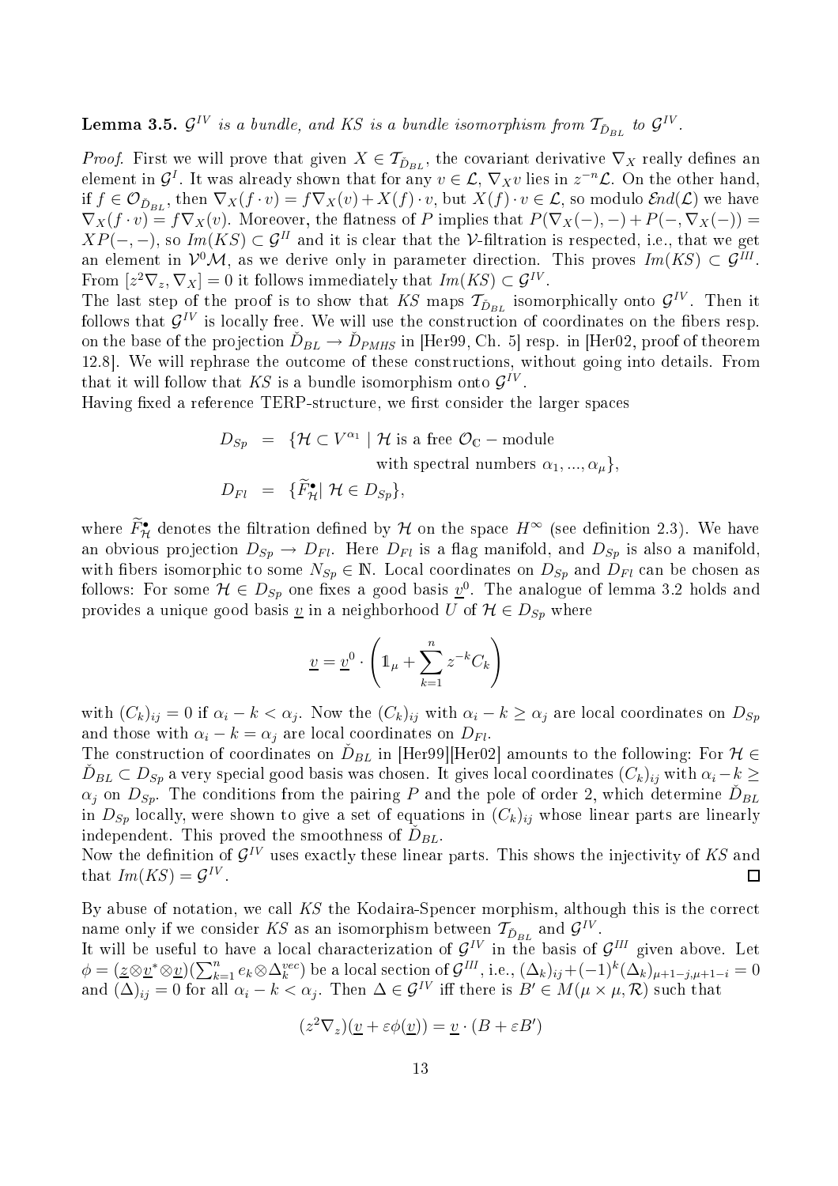**Lemma 3.5.** *$\mathcal{G}^{IV}$ is a bundle, and $KS$ is a bundle isomorphism from $\mathcal{T}_{\check{D}_{BL}}$ to $\mathcal{G}^{IV}$.*

*Proof.* First we will prove that given $X \in \mathcal{T}_{\check{D}_{BL}}$, the covariant derivative $\nabla_X$ really defines an element in $\mathcal{G}^I$. It was already shown that for any $v \in \mathcal{L}$, $\nabla_X v$ lies in $z^{-n}\mathcal{L}$. On the other hand, if $f \in \mathcal{O}_{\check{D}_{BL}}$, then $\nabla_X(f \cdot v) = f\nabla_X(v) + X(f) \cdot v$, but $X(f) \cdot v \in \mathcal{L}$, so modulo $\mathcal{E}nd(\mathcal{L})$ we have $\nabla_X(f \cdot v) = f\nabla_X(v)$. Moreover, the flatness of $P$ implies that $P(\nabla_X(-), -) + P(-, \nabla_X(-)) = XP(-,-)$, so $Im(KS) \subset \mathcal{G}^{II}$ and it is clear that the $\mathcal{V}$-filtration is respected, i.e., that we get an element in $\mathcal{V}^0\mathcal{M}$, as we derive only in parameter direction. This proves $Im(KS) \subset \mathcal{G}^{III}$. From $[z^2\nabla_z, \nabla_X] = 0$ it follows immediately that $Im(KS) \subset \mathcal{G}^{IV}$.
The last step of the proof is to show that $KS$ maps $\mathcal{T}_{\check{D}_{BL}}$ isomorphically onto $\mathcal{G}^{IV}$. Then it follows that $\mathcal{G}^{IV}$ is locally free. We will use the construction of coordinates on the fibers resp. on the base of the projection $\check{D}_{BL} \to \check{D}_{PMHS}$ in [Her99, Ch. 5] resp. in [Her02, proof of theorem 12.8]. We will rephrase the outcome of these constructions, without going into details. From that it will follow that $KS$ is a bundle isomorphism onto $\mathcal{G}^{IV}$.
Having fixed a reference TERP-structure, we first consider the larger spaces

$$
\begin{aligned}
D_{Sp} &= \{\mathcal{H} \subset V^{\alpha_1} \mid \mathcal{H} \text{ is a free } \mathcal{O}_{\mathbb{C}} - \text{module} \\
&\qquad\qquad \text{with spectral numbers } \alpha_1, ..., \alpha_\mu\}, \\
D_{Fl} &= \{\widetilde{F}^\bullet_{\mathcal{H}} \mid \mathcal{H} \in D_{Sp}\},
\end{aligned}
$$

where $\widetilde{F}^\bullet_{\mathcal{H}}$ denotes the filtration defined by $\mathcal{H}$ on the space $H^\infty$ (see definition 2.3). We have an obvious projection $D_{Sp} \to D_{Fl}$. Here $D_{Fl}$ is a flag manifold, and $D_{Sp}$ is also a manifold, with fibers isomorphic to some $N_{Sp} \in \mathbb{N}$. Local coordinates on $D_{Sp}$ and $D_{Fl}$ can be chosen as follows: For some $\mathcal{H} \in D_{Sp}$ one fixes a good basis $\underline{v}^0$. The analogue of lemma 3.2 holds and provides a unique good basis $\underline{v}$ in a neighborhood $U$ of $\mathcal{H} \in D_{Sp}$ where

$$
\underline{v} = \underline{v}^0 \cdot \left( \mathbb{1}_\mu + \sum_{k=1}^{n} z^{-k} C_k \right)
$$

with $(C_k)_{ij} = 0$ if $\alpha_i - k < \alpha_j$. Now the $(C_k)_{ij}$ with $\alpha_i - k \geq \alpha_j$ are local coordinates on $D_{Sp}$ and those with $\alpha_i - k = \alpha_j$ are local coordinates on $D_{Fl}$.
The construction of coordinates on $\check{D}_{BL}$ in [Her99][Her02] amounts to the following: For $\mathcal{H} \in \check{D}_{BL} \subset D_{Sp}$ a very special good basis was chosen. It gives local coordinates $(C_k)_{ij}$ with $\alpha_i - k \geq \alpha_j$ on $D_{Sp}$. The conditions from the pairing $P$ and the pole of order 2, which determine $\check{D}_{BL}$ in $D_{Sp}$ locally, were shown to give a set of equations in $(C_k)_{ij}$ whose linear parts are linearly independent. This proved the smoothness of $\check{D}_{BL}$.
Now the definition of $\mathcal{G}^{IV}$ uses exactly these linear parts. This shows the injectivity of $KS$ and that $Im(KS) = \mathcal{G}^{IV}$. $\square$

By abuse of notation, we call $KS$ the Kodaira-Spencer morphism, although this is the correct name only if we consider $KS$ as an isomorphism between $\mathcal{T}_{\check{D}_{BL}}$ and $\mathcal{G}^{IV}$.
It will be useful to have a local characterization of $\mathcal{G}^{IV}$ in the basis of $\mathcal{G}^{III}$ given above. Let $\phi = (\underline{z} \otimes \underline{v}^* \otimes \underline{v})(\sum_{k=1}^{n} e_k \otimes \Delta_k^{vec})$ be a local section of $\mathcal{G}^{III}$, i.e., $(\Delta_k)_{ij} + (-1)^k (\Delta_k)_{\mu+1-j,\mu+1-i} = 0$ and $(\Delta)_{ij} = 0$ for all $\alpha_i - k < \alpha_j$. Then $\Delta \in \mathcal{G}^{IV}$ iff there is $B' \in M(\mu \times \mu, \mathcal{R})$ such that

$$
(z^2\nabla_z)(\underline{v} + \varepsilon\phi(\underline{v})) = \underline{v} \cdot (B + \varepsilon B')
$$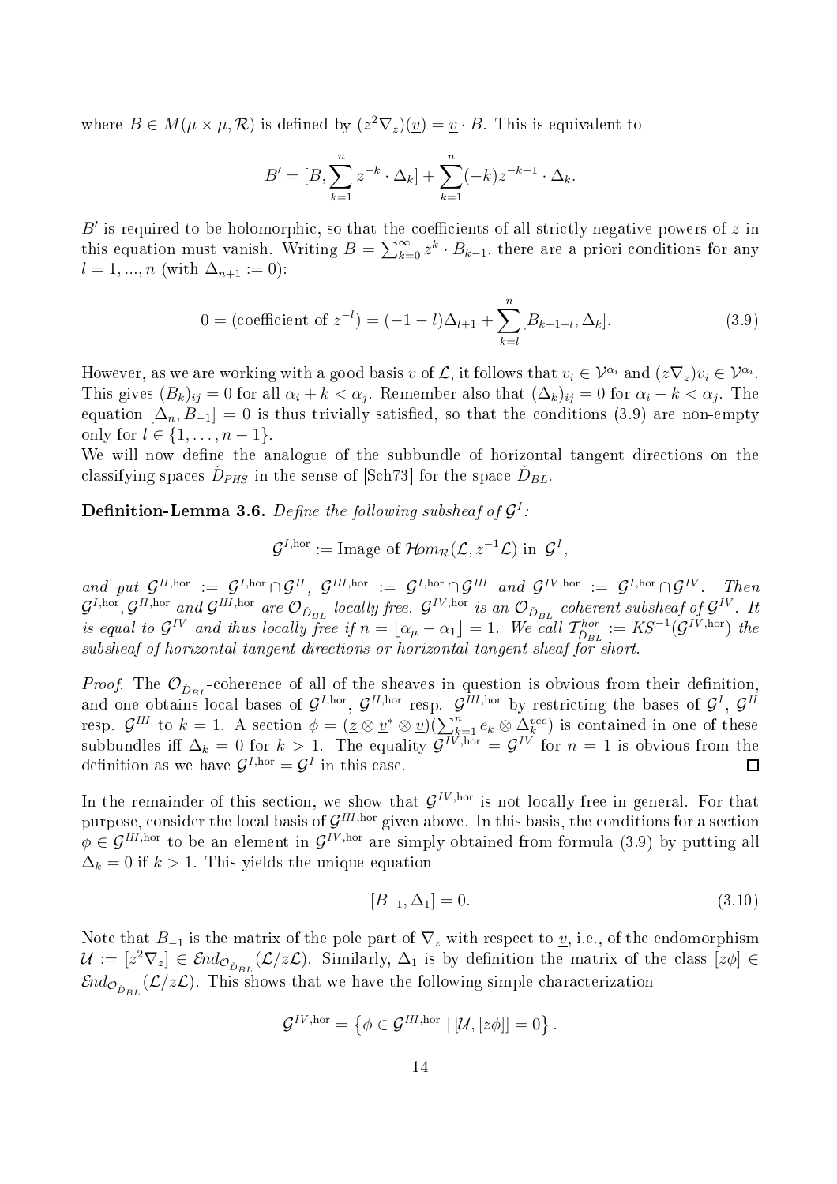where $B \in M(\mu \times \mu, \mathcal{R})$ is defined by $(z^2\nabla_z)(\underline{v}) = \underline{v} \cdot B$. This is equivalent to

$$B' = [B, \sum_{k=1}^{n} z^{-k} \cdot \Delta_k] + \sum_{k=1}^{n} (-k) z^{-k+1} \cdot \Delta_k.$$

$B'$ is required to be holomorphic, so that the coefficients of all strictly negative powers of $z$ in this equation must vanish. Writing $B = \sum_{k=0}^{\infty} z^k \cdot B_{k-1}$, there are a priori conditions for any $l = 1, ..., n$ (with $\Delta_{n+1} := 0$):

$$0 = (\text{coefficient of } z^{-l}) = (-1-l)\Delta_{l+1} + \sum_{k=l}^{n} [B_{k-1-l}, \Delta_k]. \tag{3.9}$$

However, as we are working with a good basis $v$ of $\mathcal{L}$, it follows that $v_i \in \mathcal{V}^{\alpha_i}$ and $(z\nabla_z)v_i \in \mathcal{V}^{\alpha_i}$. This gives $(B_k)_{ij} = 0$ for all $\alpha_i + k < \alpha_j$. Remember also that $(\Delta_k)_{ij} = 0$ for $\alpha_i - k < \alpha_j$. The equation $[\Delta_n, B_{-1}] = 0$ is thus trivially satisfied, so that the conditions (3.9) are non-empty only for $l \in \{1, \ldots, n-1\}$.

We will now define the analogue of the subbundle of horizontal tangent directions on the classifying spaces $\check{D}_{PHS}$ in the sense of [Sch73] for the space $\check{D}_{BL}$.

**Definition-Lemma 3.6.** *Define the following subsheaf of $\mathcal{G}^I$:*

$$\mathcal{G}^{I,\mathrm{hor}} := \text{Image of } \mathcal{H}om_{\mathcal{R}}(\mathcal{L}, z^{-1}\mathcal{L}) \text{ in } \mathcal{G}^I,$$

*and put $\mathcal{G}^{II,\mathrm{hor}} := \mathcal{G}^{I,\mathrm{hor}} \cap \mathcal{G}^{II}$, $\mathcal{G}^{III,\mathrm{hor}} := \mathcal{G}^{I,\mathrm{hor}} \cap \mathcal{G}^{III}$ and $\mathcal{G}^{IV,\mathrm{hor}} := \mathcal{G}^{I,\mathrm{hor}} \cap \mathcal{G}^{IV}$. Then $\mathcal{G}^{I,\mathrm{hor}}, \mathcal{G}^{II,\mathrm{hor}}$ and $\mathcal{G}^{III,\mathrm{hor}}$ are $\mathcal{O}_{\check{D}_{BL}}$-locally free. $\mathcal{G}^{IV,\mathrm{hor}}$ is an $\mathcal{O}_{\check{D}_{BL}}$-coherent subsheaf of $\mathcal{G}^{IV}$. It is equal to $\mathcal{G}^{IV}$ and thus locally free if $n = \lfloor \alpha_\mu - \alpha_1 \rfloor = 1$. We call $\mathcal{T}^{hor}_{\check{D}_{BL}} := KS^{-1}(\mathcal{G}^{IV,\mathrm{hor}})$ the subsheaf of horizontal tangent directions or horizontal tangent sheaf for short.*

*Proof.* The $\mathcal{O}_{\check{D}_{BL}}$-coherence of all of the sheaves in question is obvious from their definition, and one obtains local bases of $\mathcal{G}^{I,\mathrm{hor}}$, $\mathcal{G}^{II,\mathrm{hor}}$ resp. $\mathcal{G}^{III,\mathrm{hor}}$ by restricting the bases of $\mathcal{G}^I$, $\mathcal{G}^{II}$ resp. $\mathcal{G}^{III}$ to $k = 1$. A section $\phi = (\underline{z} \otimes \underline{v}^* \otimes \underline{v})(\sum_{k=1}^{n} e_k \otimes \Delta_k^{vec})$ is contained in one of these subbundles iff $\Delta_k = 0$ for $k > 1$. The equality $\mathcal{G}^{IV,\mathrm{hor}} = \mathcal{G}^{IV}$ for $n = 1$ is obvious from the definition as we have $\mathcal{G}^{I,\mathrm{hor}} = \mathcal{G}^I$ in this case. $\square$

In the remainder of this section, we show that $\mathcal{G}^{IV,\mathrm{hor}}$ is not locally free in general. For that purpose, consider the local basis of $\mathcal{G}^{III,\mathrm{hor}}$ given above. In this basis, the conditions for a section $\phi \in \mathcal{G}^{III,\mathrm{hor}}$ to be an element in $\mathcal{G}^{IV,\mathrm{hor}}$ are simply obtained from formula (3.9) by putting all $\Delta_k = 0$ if $k > 1$. This yields the unique equation

$$[B_{-1}, \Delta_1] = 0. \tag{3.10}$$

Note that $B_{-1}$ is the matrix of the pole part of $\nabla_z$ with respect to $\underline{v}$, i.e., of the endomorphism $\mathcal{U} := [z^2\nabla_z] \in \mathcal{E}nd_{\mathcal{O}_{\check{D}_{BL}}}(\mathcal{L}/z\mathcal{L})$. Similarly, $\Delta_1$ is by definition the matrix of the class $[z\phi] \in \mathcal{E}nd_{\mathcal{O}_{\check{D}_{BL}}}(\mathcal{L}/z\mathcal{L})$. This shows that we have the following simple characterization

$$\mathcal{G}^{IV,\mathrm{hor}} = \left\{ \phi \in \mathcal{G}^{III,\mathrm{hor}} \mid [\mathcal{U}, [z\phi]] = 0 \right\}.$$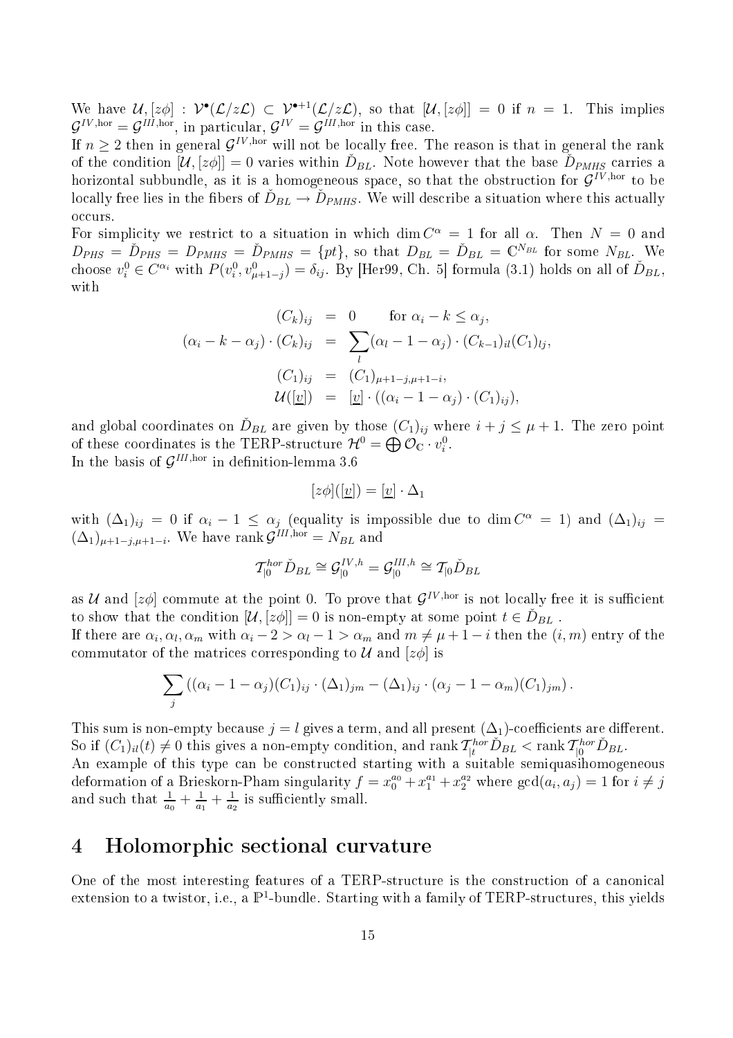We have $\mathcal{U}, [z\phi] : \mathcal{V}^\bullet(\mathcal{L}/z\mathcal{L}) \subset \mathcal{V}^{\bullet+1}(\mathcal{L}/z\mathcal{L})$, so that $[\mathcal{U}, [z\phi]] = 0$ if $n = 1$. This implies $\mathcal{G}^{IV,\mathrm{hor}} = \mathcal{G}^{III,\mathrm{hor}}$, in particular, $\mathcal{G}^{IV} = \mathcal{G}^{III,\mathrm{hor}}$ in this case.

If $n \geq 2$ then in general $\mathcal{G}^{IV,\mathrm{hor}}$ will not be locally free. The reason is that in general the rank of the condition $[\mathcal{U}, [z\phi]] = 0$ varies within $\check{D}_{BL}$. Note however that the base $\check{D}_{PMHS}$ carries a horizontal subbundle, as it is a homogeneous space, so that the obstruction for $\mathcal{G}^{IV,\mathrm{hor}}$ to be locally free lies in the fibers of $\check{D}_{BL} \to \check{D}_{PMHS}$. We will describe a situation where this actually occurs.

For simplicity we restrict to a situation in which $\dim C^\alpha = 1$ for all $\alpha$. Then $N = 0$ and $D_{PHS} = \check{D}_{PHS} = D_{PMHS} = \check{D}_{PMHS} = \{pt\}$, so that $D_{BL} = \check{D}_{BL} = \mathbb{C}^{N_{BL}}$ for some $N_{BL}$. We choose $v_i^0 \in C^{\alpha_i}$ with $P(v_i^0, v_{\mu+1-j}^0) = \delta_{ij}$. By [Her99, Ch. 5] formula (3.1) holds on all of $\check{D}_{BL}$, with

$$
\begin{aligned}
(C_k)_{ij} &= 0 \qquad \text{for } \alpha_i - k \leq \alpha_j, \\
(\alpha_i - k - \alpha_j) \cdot (C_k)_{ij} &= \sum_l (\alpha_l - 1 - \alpha_j) \cdot (C_{k-1})_{il} (C_1)_{lj}, \\
(C_1)_{ij} &= (C_1)_{\mu+1-j,\mu+1-i}, \\
\mathcal{U}([\underline{v}]) &= [\underline{v}] \cdot ((\alpha_i - 1 - \alpha_j) \cdot (C_1)_{ij}),
\end{aligned}
$$

and global coordinates on $\check{D}_{BL}$ are given by those $(C_1)_{ij}$ where $i + j \leq \mu + 1$. The zero point of these coordinates is the TERP-structure $\mathcal{H}^0 = \bigoplus \mathcal{O}_{\mathbb{C}} \cdot v_i^0$.

In the basis of $\mathcal{G}^{III,\mathrm{hor}}$ in definition-lemma 3.6

$$
[z\phi]([\underline{v}]) = [\underline{v}] \cdot \Delta_1
$$

with $(\Delta_1)_{ij} = 0$ if $\alpha_i - 1 \leq \alpha_j$ (equality is impossible due to $\dim C^\alpha = 1$) and $(\Delta_1)_{ij} = (\Delta_1)_{\mu+1-j,\mu+1-i}$. We have $\operatorname{rank} \mathcal{G}^{III,\mathrm{hor}} = N_{BL}$ and

$$
\mathcal{T}^{hor}_{|0} \check{D}_{BL} \cong \mathcal{G}^{IV,h}_{|0} = \mathcal{G}^{III,h}_{|0} \cong \mathcal{T}_{|0} \check{D}_{BL}
$$

as $\mathcal{U}$ and $[z\phi]$ commute at the point 0. To prove that $\mathcal{G}^{IV,\mathrm{hor}}$ is not locally free it is sufficient to show that the condition $[\mathcal{U}, [z\phi]] = 0$ is non-empty at some point $t \in \check{D}_{BL}$ .

If there are $\alpha_i, \alpha_l, \alpha_m$ with $\alpha_i - 2 > \alpha_l - 1 > \alpha_m$ and $m \neq \mu + 1 - i$ then the $(i, m)$ entry of the commutator of the matrices corresponding to $\mathcal{U}$ and $[z\phi]$ is

$$
\sum_j \left( (\alpha_i - 1 - \alpha_j)(C_1)_{ij} \cdot (\Delta_1)_{jm} - (\Delta_1)_{ij} \cdot (\alpha_j - 1 - \alpha_m)(C_1)_{jm} \right).
$$

This sum is non-empty because $j = l$ gives a term, and all present $(\Delta_1)$-coefficients are different. So if $(C_1)_{il}(t) \neq 0$ this gives a non-empty condition, and $\operatorname{rank} \mathcal{T}^{hor}_{|t} \check{D}_{BL} < \operatorname{rank} \mathcal{T}^{hor}_{|0} \check{D}_{BL}$.

An example of this type can be constructed starting with a suitable semiquasihomogeneous deformation of a Brieskorn-Pham singularity $f = x_0^{a_0} + x_1^{a_1} + x_2^{a_2}$ where $\gcd(a_i, a_j) = 1$ for $i \neq j$ and such that $\frac{1}{a_0} + \frac{1}{a_1} + \frac{1}{a_2}$ is sufficiently small.

# 4 Holomorphic sectional curvature

One of the most interesting features of a TERP-structure is the construction of a canonical extension to a twistor, i.e., a $\mathbb{P}^1$-bundle. Starting with a family of TERP-structures, this yields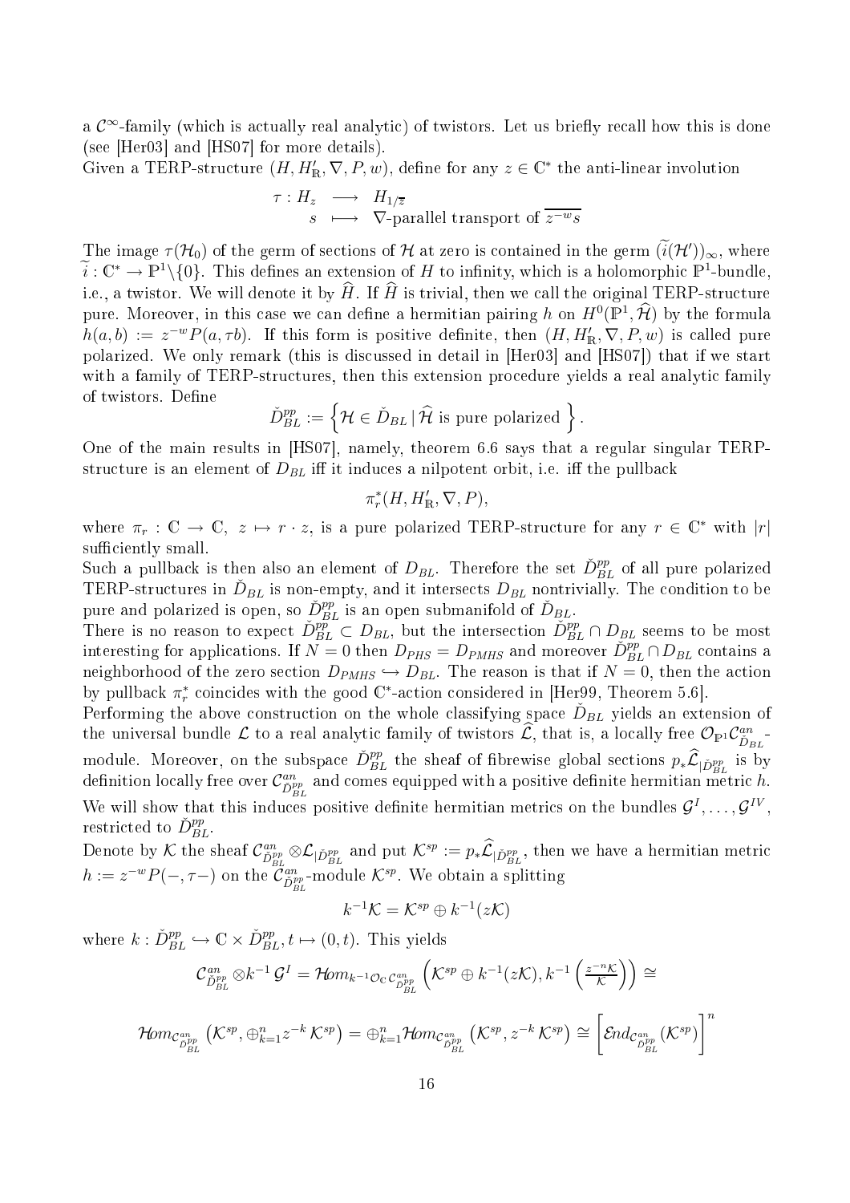a $\mathcal{C}^\infty$-family (which is actually real analytic) of twistors. Let us briefly recall how this is done (see [Her03] and [HS07] for more details).
Given a TERP-structure $(H, H'_\mathbb{R}, \nabla, P, w)$, define for any $z \in \mathbb{C}^*$ the anti-linear involution

$$\begin{array}{rccl} \tau : & H_z & \longrightarrow & H_{1/\overline{z}} \\ & s & \longmapsto & \nabla\text{-parallel transport of } \overline{z^{-w}s} \end{array}$$

The image $\tau(\mathcal{H}_0)$ of the germ of sections of $\mathcal{H}$ at zero is contained in the germ $(\widetilde{i}(\mathcal{H}'))_\infty$, where $\widetilde{i} : \mathbb{C}^* \to \mathbb{P}^1\backslash\{0\}$. This defines an extension of $H$ to infinity, which is a holomorphic $\mathbb{P}^1$-bundle, i.e., a twistor. We will denote it by $\widehat{H}$. If $\widehat{H}$ is trivial, then we call the original TERP-structure pure. Moreover, in this case we can define a hermitian pairing $h$ on $H^0(\mathbb{P}^1, \widehat{\mathcal{H}})$ by the formula $h(a,b) := z^{-w}P(a, \tau b)$. If this form is positive definite, then $(H, H'_\mathbb{R}, \nabla, P, w)$ is called pure polarized. We only remark (this is discussed in detail in [Her03] and [HS07]) that if we start with a family of TERP-structures, then this extension procedure yields a real analytic family of twistors. Define

$$\check{D}^{pp}_{BL} := \left\{ \mathcal{H} \in \check{D}_{BL} \,|\, \widehat{\mathcal{H}} \text{ is pure polarized } \right\}.$$

One of the main results in [HS07], namely, theorem 6.6 says that a regular singular TERP-structure is an element of $D_{BL}$ iff it induces a nilpotent orbit, i.e. iff the pullback

$$\pi_r^*(H, H'_\mathbb{R}, \nabla, P),$$

where $\pi_r : \mathbb{C} \to \mathbb{C},\ z \mapsto r \cdot z$, is a pure polarized TERP-structure for any $r \in \mathbb{C}^*$ with $|r|$ sufficiently small.
Such a pullback is then also an element of $D_{BL}$. Therefore the set $\check{D}^{pp}_{BL}$ of all pure polarized TERP-structures in $\check{D}_{BL}$ is non-empty, and it intersects $D_{BL}$ nontrivially. The condition to be pure and polarized is open, so $\check{D}^{pp}_{BL}$ is an open submanifold of $\check{D}_{BL}$.
There is no reason to expect $\check{D}^{pp}_{BL} \subset D_{BL}$, but the intersection $\check{D}^{pp}_{BL} \cap D_{BL}$ seems to be most interesting for applications. If $N = 0$ then $D_{PHS} = D_{PMHS}$ and moreover $\check{D}^{pp}_{BL} \cap D_{BL}$ contains a neighborhood of the zero section $D_{PMHS} \hookrightarrow D_{BL}$. The reason is that if $N = 0$, then the action by pullback $\pi_r^*$ coincides with the good $\mathbb{C}^*$-action considered in [Her99, Theorem 5.6].
Performing the above construction on the whole classifying space $\check{D}_{BL}$ yields an extension of the universal bundle $\mathcal{L}$ to a real analytic family of twistors $\widehat{\mathcal{L}}$, that is, a locally free $\mathcal{O}_{\mathbb{P}^1}\mathcal{C}^{an}_{\check{D}_{BL}}$-module. Moreover, on the subspace $\check{D}^{pp}_{BL}$ the sheaf of fibrewise global sections $p_*\widehat{\mathcal{L}}_{|\check{D}^{pp}_{BL}}$ is by definition locally free over $\mathcal{C}^{an}_{\check{D}^{pp}_{BL}}$ and comes equipped with a positive definite hermitian metric $h$.
We will show that this induces positive definite hermitian metrics on the bundles $\mathcal{G}^I, \ldots, \mathcal{G}^{IV}$, restricted to $\check{D}^{pp}_{BL}$.
Denote by $\mathcal{K}$ the sheaf $\mathcal{C}^{an}_{\check{D}^{pp}_{BL}} \otimes \mathcal{L}_{|\check{D}^{pp}_{BL}}$ and put $\mathcal{K}^{sp} := p_*\widehat{\mathcal{L}}_{|\check{D}^{pp}_{BL}}$, then we have a hermitian metric $h := z^{-w}P(-, \tau-)$ on the $\mathcal{C}^{an}_{\check{D}^{pp}_{BL}}$-module $\mathcal{K}^{sp}$. We obtain a splitting

$$k^{-1}\mathcal{K} = \mathcal{K}^{sp} \oplus k^{-1}(z\mathcal{K})$$

where $k : \check{D}^{pp}_{BL} \hookrightarrow \mathbb{C} \times \check{D}^{pp}_{BL}, t \mapsto (0, t)$. This yields

$$\mathcal{C}^{an}_{\check{D}^{pp}_{BL}} \otimes k^{-1}\mathcal{G}^I = \mathcal{H}om_{k^{-1}\mathcal{O}_\mathbb{C}\mathcal{C}^{an}_{\check{D}^{pp}_{BL}}} \left( \mathcal{K}^{sp} \oplus k^{-1}(z\mathcal{K}), k^{-1}\left(\tfrac{z^{-n}\mathcal{K}}{\mathcal{K}}\right)\right) \cong$$

$$\mathcal{H}om_{\mathcal{C}^{an}_{\check{D}^{pp}_{BL}}} \left( \mathcal{K}^{sp}, \oplus_{k=1}^n z^{-k}\mathcal{K}^{sp} \right) = \oplus_{k=1}^n \mathcal{H}om_{\mathcal{C}^{an}_{\check{D}^{pp}_{BL}}} \left( \mathcal{K}^{sp}, z^{-k}\mathcal{K}^{sp} \right) \cong \left[ \mathcal{E}nd_{\mathcal{C}^{an}_{\check{D}^{pp}_{BL}}} (\mathcal{K}^{sp}) \right]^n$$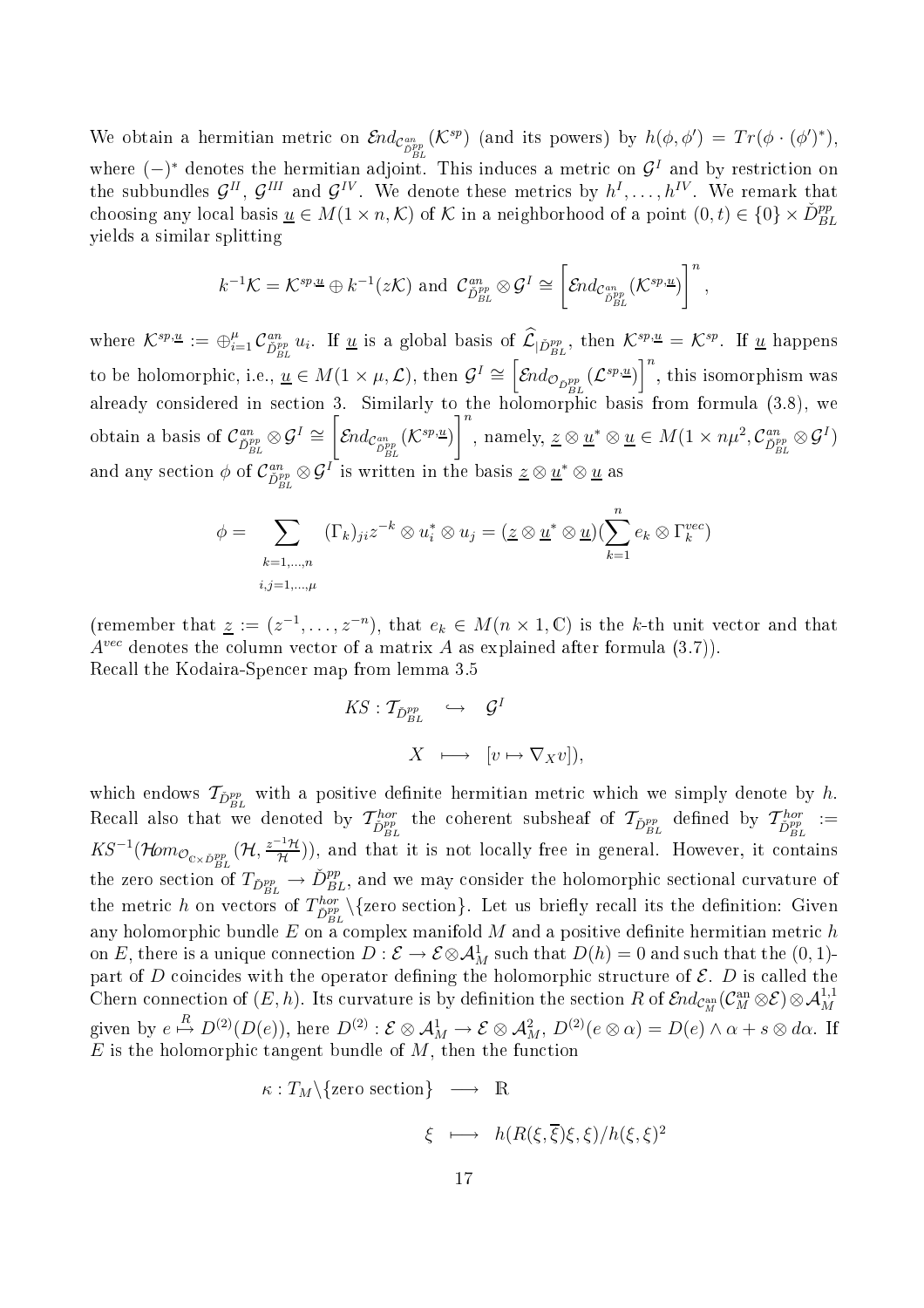We obtain a hermitian metric on $\mathcal{E}nd_{\mathcal{C}^{an}_{\check{D}^{pp}_{BL}}}(\mathcal{K}^{sp})$ (and its powers) by $h(\phi,\phi') = Tr(\phi\cdot(\phi')^*)$, where $(-)^*$ denotes the hermitian adjoint. This induces a metric on $\mathcal{G}^I$ and by restriction on the subbundles $\mathcal{G}^{II}$, $\mathcal{G}^{III}$ and $\mathcal{G}^{IV}$. We denote these metrics by $h^I,\ldots,h^{IV}$. We remark that choosing any local basis $\underline{u}\in M(1\times n,\mathcal{K})$ of $\mathcal{K}$ in a neighborhood of a point $(0,t)\in\{0\}\times\check{D}^{pp}_{BL}$ yields a similar splitting

$$k^{-1}\mathcal{K} = \mathcal{K}^{sp,\underline{u}} \oplus k^{-1}(z\mathcal{K}) \text{ and } \mathcal{C}^{an}_{\check{D}^{pp}_{BL}}\otimes\mathcal{G}^I \cong \left[\mathcal{E}nd_{\mathcal{C}^{an}_{\check{D}^{pp}_{BL}}}(\mathcal{K}^{sp,\underline{u}})\right]^n,$$

where $\mathcal{K}^{sp,\underline{u}} := \oplus_{i=1}^{\mu}\mathcal{C}^{an}_{\check{D}^{pp}_{BL}}u_i$. If $\underline{u}$ is a global basis of $\widehat{\mathcal{L}}_{|\check{D}^{pp}_{BL}}$, then $\mathcal{K}^{sp,\underline{u}}=\mathcal{K}^{sp}$. If $\underline{u}$ happens to be holomorphic, i.e., $\underline{u}\in M(1\times\mu,\mathcal{L})$, then $\mathcal{G}^I\cong\left[\mathcal{E}nd_{\mathcal{O}_{\check{D}^{pp}_{BL}}}(\mathcal{L}^{sp,\underline{u}})\right]^n$, this isomorphism was already considered in section 3. Similarly to the holomorphic basis from formula (3.8), we obtain a basis of $\mathcal{C}^{an}_{\check{D}^{pp}_{BL}}\otimes\mathcal{G}^I\cong\left[\mathcal{E}nd_{\mathcal{C}^{an}_{\check{D}^{pp}_{BL}}}(\mathcal{K}^{sp,\underline{u}})\right]^n$, namely, $\underline{z}\otimes\underline{u}^*\otimes\underline{u}\in M(1\times n\mu^2,\mathcal{C}^{an}_{\check{D}^{pp}_{BL}}\otimes\mathcal{G}^I)$ and any section $\phi$ of $\mathcal{C}^{an}_{\check{D}^{pp}_{BL}}\otimes\mathcal{G}^I$ is written in the basis $\underline{z}\otimes\underline{u}^*\otimes\underline{u}$ as

$$\phi = \sum_{\substack{k=1,\ldots,n\\ i,j=1,\ldots,\mu}} (\Gamma_k)_{ji} z^{-k}\otimes u_i^*\otimes u_j = (\underline{z}\otimes\underline{u}^*\otimes\underline{u})(\sum_{k=1}^n e_k\otimes\Gamma_k^{vec})$$

(remember that $\underline{z}:=(z^{-1},\ldots,z^{-n})$, that $e_k\in M(n\times 1,\mathbb{C})$ is the $k$-th unit vector and that $A^{vec}$ denotes the column vector of a matrix $A$ as explained after formula (3.7)).
Recall the Kodaira-Spencer map from lemma 3.5

$$\begin{aligned} KS:\mathcal{T}_{\check{D}^{pp}_{BL}} &\hookrightarrow \mathcal{G}^I \\ X &\longmapsto [v\mapsto\nabla_X v]), \end{aligned}$$

which endows $\mathcal{T}_{\check{D}^{pp}_{BL}}$ with a positive definite hermitian metric which we simply denote by $h$. Recall also that we denoted by $\mathcal{T}^{hor}_{\check{D}^{pp}_{BL}}$ the coherent subsheaf of $\mathcal{T}_{\check{D}^{pp}_{BL}}$ defined by $\mathcal{T}^{hor}_{\check{D}^{pp}_{BL}} := KS^{-1}(\mathcal{H}om_{\mathcal{O}_{\mathbb{C}\times\check{D}^{pp}_{BL}}}(\mathcal{H},\frac{z^{-1}\mathcal{H}}{\mathcal{H}}))$, and that it is not locally free in general. However, it contains the zero section of $T_{\check{D}^{pp}_{BL}}\to\check{D}^{pp}_{BL}$, and we may consider the holomorphic sectional curvature of the metric $h$ on vectors of $T^{hor}_{\check{D}^{pp}_{BL}}\backslash\{\text{zero section}\}$. Let us briefly recall its the definition: Given any holomorphic bundle $E$ on a complex manifold $M$ and a positive definite hermitian metric $h$ on $E$, there is a unique connection $D:\mathcal{E}\to\mathcal{E}\otimes\mathcal{A}^1_M$ such that $D(h)=0$ and such that the $(0,1)$-part of $D$ coincides with the operator defining the holomorphic structure of $\mathcal{E}$. $D$ is called the Chern connection of $(E,h)$. Its curvature is by definition the section $R$ of $\mathcal{E}nd_{\mathcal{C}^{an}_M}(\mathcal{C}^{an}_M\otimes\mathcal{E})\otimes\mathcal{A}^{1,1}_M$ given by $e\overset{R}{\mapsto}D^{(2)}(D(e))$, here $D^{(2)}:\mathcal{E}\otimes\mathcal{A}^1_M\to\mathcal{E}\otimes\mathcal{A}^2_M$, $D^{(2)}(e\otimes\alpha)=D(e)\wedge\alpha+s\otimes d\alpha$. If $E$ is the holomorphic tangent bundle of $M$, then the function

$$\begin{aligned} \kappa: T_M\backslash\{\text{zero section}\} &\longrightarrow \mathbb{R} \\ \xi &\longmapsto h(R(\xi,\overline{\xi})\xi,\xi)/h(\xi,\xi)^2 \end{aligned}$$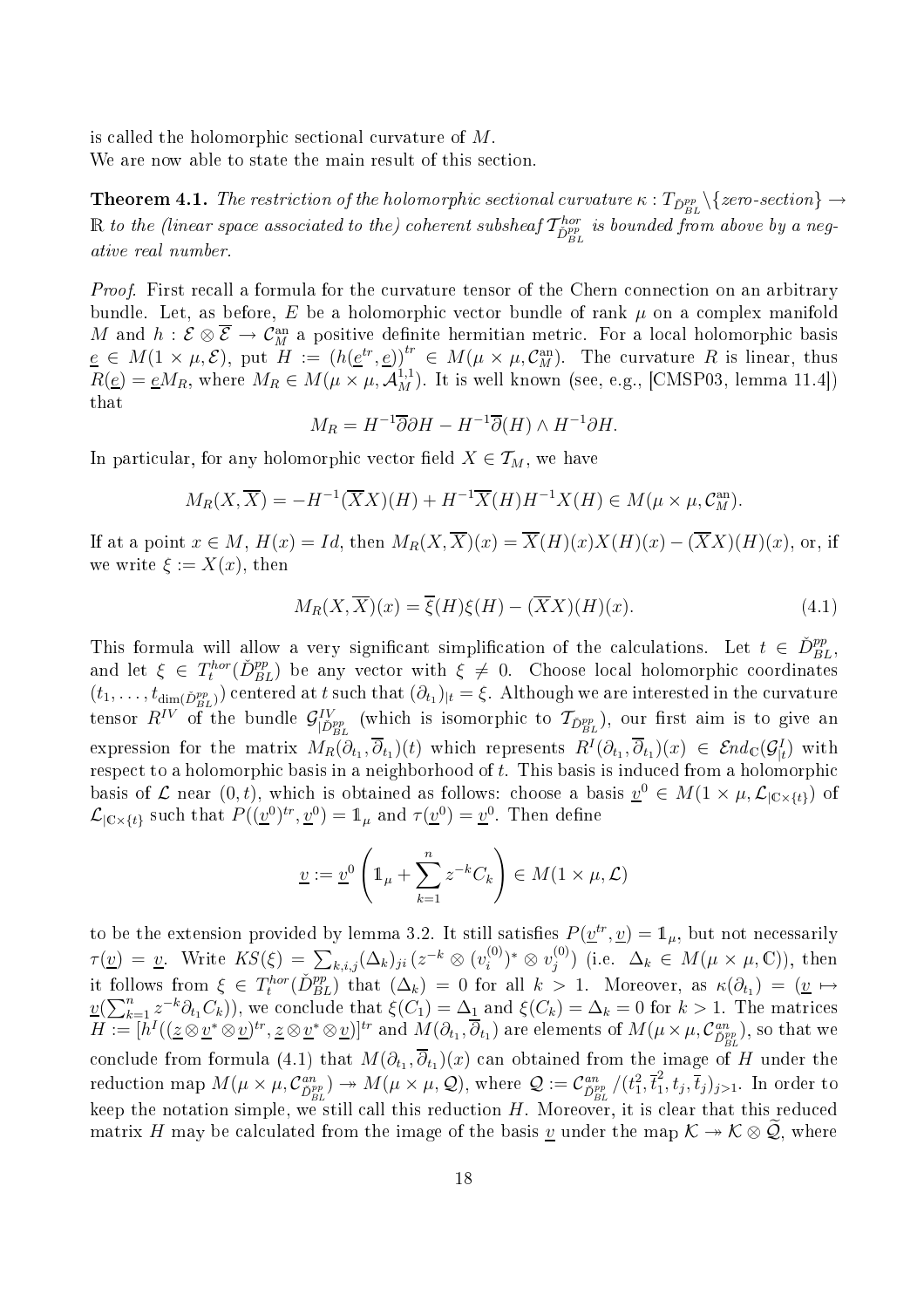is called the holomorphic sectional curvature of $M$.
We are now able to state the main result of this section.

**Theorem 4.1.** *The restriction of the holomorphic sectional curvature $\kappa : T_{\check{D}^{pp}_{BL}} \backslash \{zero\text{-}section\} \to \mathbb{R}$ to the (linear space associated to the) coherent subsheaf $\mathcal{T}^{hor}_{\check{D}^{pp}_{BL}}$ is bounded from above by a negative real number.*

*Proof.* First recall a formula for the curvature tensor of the Chern connection on an arbitrary bundle. Let, as before, $E$ be a holomorphic vector bundle of rank $\mu$ on a complex manifold $M$ and $h : \mathcal{E} \otimes \overline{\mathcal{E}} \to \mathcal{C}^{\mathrm{an}}_M$ a positive definite hermitian metric. For a local holomorphic basis $\underline{e} \in M(1 \times \mu, \mathcal{E})$, put $H := (h(\underline{e}^{tr}, \underline{e}))^{tr} \in M(\mu \times \mu, \mathcal{C}^{\mathrm{an}}_M)$. The curvature $R$ is linear, thus $R(\underline{e}) = \underline{e} M_R$, where $M_R \in M(\mu \times \mu, \mathcal{A}^{1,1}_M)$. It is well known (see, e.g., [CMSP03, lemma 11.4]) that

$$M_R = H^{-1}\overline{\partial}\partial H - H^{-1}\overline{\partial}(H) \wedge H^{-1}\partial H.$$

In particular, for any holomorphic vector field $X \in \mathcal{T}_M$, we have

$$M_R(X, \overline{X}) = -H^{-1}(\overline{X}X)(H) + H^{-1}\overline{X}(H)H^{-1}X(H) \in M(\mu \times \mu, \mathcal{C}^{\mathrm{an}}_M).$$

If at a point $x \in M$, $H(x) = Id$, then $M_R(X, \overline{X})(x) = \overline{X}(H)(x)X(H)(x) - (\overline{X}X)(H)(x)$, or, if we write $\xi := X(x)$, then

$$M_R(X, \overline{X})(x) = \overline{\xi}(H)\xi(H) - (\overline{X}X)(H)(x). \tag{4.1}$$

This formula will allow a very significant simplification of the calculations. Let $t \in \check{D}^{pp}_{BL}$, and let $\xi \in T^{hor}_t(\check{D}^{pp}_{BL})$ be any vector with $\xi \neq 0$. Choose local holomorphic coordinates $(t_1, \ldots, t_{\dim(\check{D}^{pp}_{BL})})$ centered at $t$ such that $(\partial_{t_1})_{|t} = \xi$. Although we are interested in the curvature tensor $R^{IV}$ of the bundle $\mathcal{G}^{IV}_{|\check{D}^{pp}_{BL}}$ (which is isomorphic to $\mathcal{T}_{\check{D}^{pp}_{BL}}$), our first aim is to give an expression for the matrix $M_R(\partial_{t_1}, \overline{\partial}_{t_1})(t)$ which represents $R^I(\partial_{t_1}, \overline{\partial}_{t_1})(x) \in \mathcal{E}nd_{\mathbb{C}}(\mathcal{G}^I_{|t})$ with respect to a holomorphic basis in a neighborhood of $t$. This basis is induced from a holomorphic basis of $\mathcal{L}$ near $(0, t)$, which is obtained as follows: choose a basis $\underline{v}^0 \in M(1 \times \mu, \mathcal{L}_{|\mathbb{C} \times \{t\}})$ of $\mathcal{L}_{|\mathbb{C} \times \{t\}}$ such that $P((\underline{v}^0)^{tr}, \underline{v}^0) = \mathbb{1}_\mu$ and $\tau(\underline{v}^0) = \underline{v}^0$. Then define

$$\underline{v} := \underline{v}^0 \left( \mathbb{1}_\mu + \sum_{k=1}^{n} z^{-k} C_k \right) \in M(1 \times \mu, \mathcal{L})$$

to be the extension provided by lemma 3.2. It still satisfies $P(\underline{v}^{tr}, \underline{v}) = \mathbb{1}_\mu$, but not necessarily $\tau(\underline{v}) = \underline{v}$. Write $KS(\xi) = \sum_{k,i,j} (\Delta_k)_{ji} (z^{-k} \otimes (v^{(0)}_i)^* \otimes v^{(0)}_j)$ (i.e. $\Delta_k \in M(\mu \times \mu, \mathbb{C})$), then it follows from $\xi \in T^{hor}_t(\check{D}^{pp}_{BL})$ that $(\Delta_k) = 0$ for all $k > 1$. Moreover, as $\kappa(\partial_{t_1}) = (\underline{v} \mapsto \underline{v}(\sum_{k=1}^n z^{-k}\partial_{t_1} C_k))$, we conclude that $\xi(C_1) = \Delta_1$ and $\xi(C_k) = \Delta_k = 0$ for $k > 1$. The matrices $H := [h^I((\underline{z} \otimes \underline{v}^* \otimes \underline{v})^{tr}, \underline{z} \otimes \underline{v}^* \otimes \underline{v})]^{tr}$ and $M(\partial_{t_1}, \overline{\partial}_{t_1})$ are elements of $M(\mu \times \mu, \mathcal{C}^{an}_{\check{D}^{pp}_{BL}})$, so that we conclude from formula (4.1) that $M(\partial_{t_1}, \overline{\partial}_{t_1})(x)$ can obtained from the image of $H$ under the reduction map $M(\mu \times \mu, \mathcal{C}^{an}_{\check{D}^{pp}_{BL}}) \twoheadrightarrow M(\mu \times \mu, \mathcal{Q})$, where $\mathcal{Q} := \mathcal{C}^{an}_{\check{D}^{pp}_{BL}} / (t_1^2, \overline{t}_1^2, t_j, \overline{t}_j)_{j>1}$. In order to keep the notation simple, we still call this reduction $H$. Moreover, it is clear that this reduced matrix $H$ may be calculated from the image of the basis $\underline{v}$ under the map $\mathcal{K} \twoheadrightarrow \mathcal{K} \otimes \widetilde{\mathcal{Q}}$, where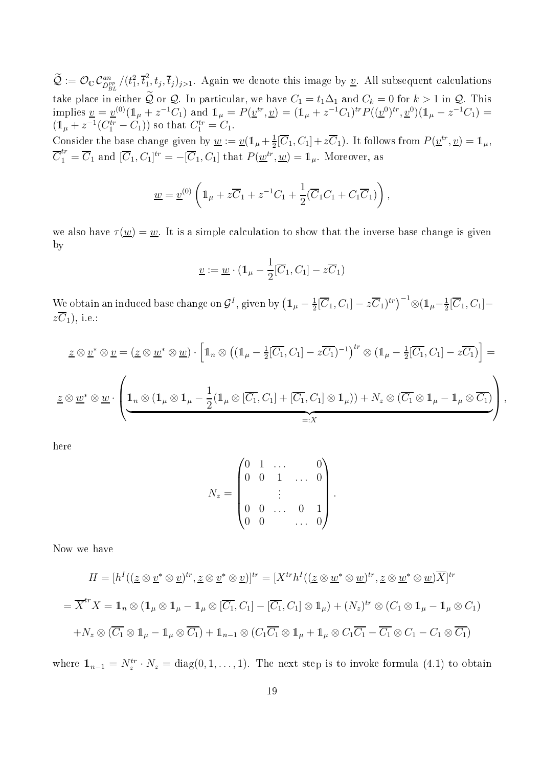$\widetilde{\mathcal{Q}} := \mathcal{O}_{\mathbb{C}}\,\mathcal{C}^{an}_{\widetilde{D}^{pp}_{BL}}/(t_1^2,\overline{t}_1^2,t_j,\overline{t}_j)_{j>1}$. Again we denote this image by $\underline{v}$. All subsequent calculations take place in either $\widetilde{\mathcal{Q}}$ or $\mathcal{Q}$. In particular, we have $C_1 = t_1\Delta_1$ and $C_k = 0$ for $k > 1$ in $\mathcal{Q}$. This implies $\underline{v} = \underline{v}^{(0)}(\mathbb{1}_\mu + z^{-1}C_1)$ and $\mathbb{1}_\mu = P(\underline{v}^{tr},\underline{v}) = (\mathbb{1}_\mu + z^{-1}C_1)^{tr}P((\underline{v}^0)^{tr},\underline{v}^0)(\mathbb{1}_\mu - z^{-1}C_1) = (\mathbb{1}_\mu + z^{-1}(C_1^{tr} - C_1))$ so that $C_1^{tr} = C_1$.

Consider the base change given by $\underline{w} := \underline{v}(\mathbb{1}_\mu + \frac{1}{2}[\overline{C}_1, C_1] + z\overline{C}_1)$. It follows from $P(\underline{v}^{tr},\underline{v}) = \mathbb{1}_\mu$, $\overline{C}_1^{tr} = \overline{C}_1$ and $[\overline{C}_1, C_1]^{tr} = -[\overline{C}_1, C_1]$ that $P(\underline{w}^{tr},\underline{w}) = \mathbb{1}_\mu$. Moreover, as

$$\underline{w} = \underline{v}^{(0)}\left(\mathbb{1}_\mu + z\overline{C}_1 + z^{-1}C_1 + \frac{1}{2}(\overline{C}_1C_1 + C_1\overline{C}_1)\right),$$

we also have $\tau(\underline{w}) = \underline{w}$. It is a simple calculation to show that the inverse base change is given by

$$\underline{v} := \underline{w}\cdot(\mathbb{1}_\mu - \frac{1}{2}[\overline{C}_1, C_1] - z\overline{C}_1)$$

We obtain an induced base change on $\mathcal{G}^I$, given by $\left(\mathbb{1}_\mu - \frac{1}{2}[\overline{C}_1, C_1] - z\overline{C}_1)^{tr}\right)^{-1}\otimes(\mathbb{1}_\mu - \frac{1}{2}[\overline{C}_1, C_1] - z\overline{C}_1)$, i.e.:

$$\underline{z}\otimes\underline{v}^*\otimes\underline{v} = (\underline{z}\otimes\underline{w}^*\otimes\underline{w})\cdot\left[\mathbb{1}_n\otimes\left((\mathbb{1}_\mu - \tfrac{1}{2}[\overline{C_1}, C_1] - z\overline{C_1})^{-1}\right)^{tr}\otimes(\mathbb{1}_\mu - \tfrac{1}{2}[\overline{C_1}, C_1] - z\overline{C_1})\right] =$$

$$\underline{z}\otimes\underline{w}^*\otimes\underline{w}\cdot\left(\underbrace{\mathbb{1}_n\otimes(\mathbb{1}_\mu\otimes\mathbb{1}_\mu - \frac{1}{2}(\mathbb{1}_\mu\otimes[\overline{C_1}, C_1] + [\overline{C_1}, C_1]\otimes\mathbb{1}_\mu)) + N_z\otimes(\overline{C_1}\otimes\mathbb{1}_\mu - \mathbb{1}_\mu\otimes\overline{C_1})}_{=:X}\right),$$

here

$$N_z = \begin{pmatrix} 0 & 1 & \ldots & & 0 \\ 0 & 0 & 1 & \ldots & 0 \\ & & \vdots & & \\ 0 & 0 & \ldots & 0 & 1 \\ 0 & 0 & & \ldots & 0 \end{pmatrix}.$$

Now we have

$$H = [h^I((\underline{z}\otimes\underline{v}^*\otimes\underline{v})^{tr}, \underline{z}\otimes\underline{v}^*\otimes\underline{v})]^{tr} = [X^{tr}h^I((\underline{z}\otimes\underline{w}^*\otimes\underline{w})^{tr}, \underline{z}\otimes\underline{w}^*\otimes\underline{w})\overline{X}]^{tr}$$

$$= \overline{X}^{tr}X = \mathbb{1}_n\otimes(\mathbb{1}_\mu\otimes\mathbb{1}_\mu - \mathbb{1}_\mu\otimes[\overline{C_1}, C_1] - [\overline{C_1}, C_1]\otimes\mathbb{1}_\mu) + (N_z)^{tr}\otimes(C_1\otimes\mathbb{1}_\mu - \mathbb{1}_\mu\otimes C_1)$$

$$+N_z\otimes(\overline{C_1}\otimes\mathbb{1}_\mu - \mathbb{1}_\mu\otimes\overline{C_1}) + \mathbb{1}_{n-1}\otimes(C_1\overline{C_1}\otimes\mathbb{1}_\mu + \mathbb{1}_\mu\otimes C_1\overline{C_1} - \overline{C_1}\otimes C_1 - C_1\otimes\overline{C_1})$$

where $\mathbb{1}_{n-1} = N_z^{tr}\cdot N_z = \mathrm{diag}(0,1,\ldots,1)$. The next step is to invoke formula (4.1) to obtain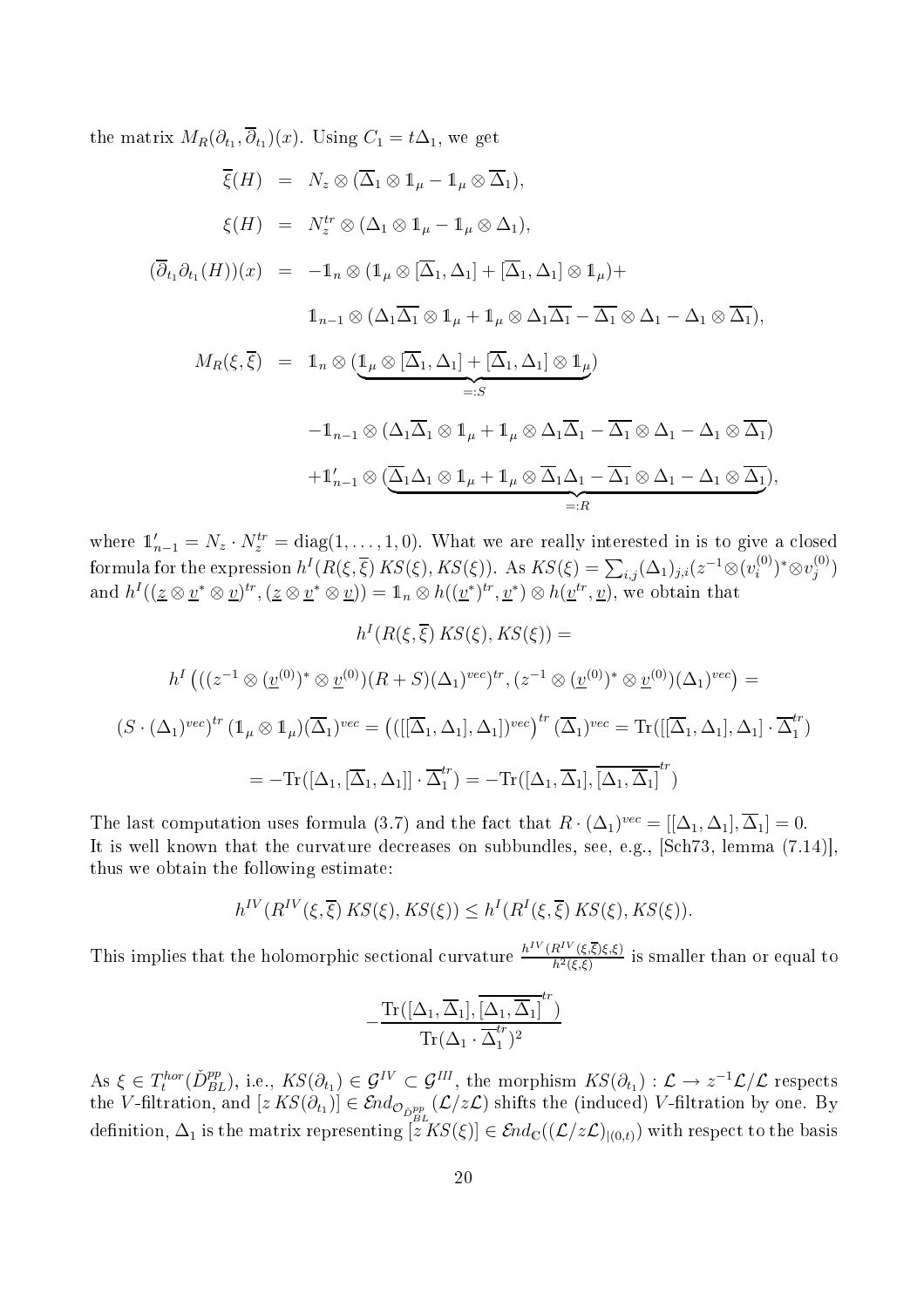the matrix $M_R(\partial_{t_1},\overline{\partial}_{t_1})(x)$. Using $C_1 = t\Delta_1$, we get

$$
\begin{aligned}
\overline{\xi}(H) &= N_z \otimes (\overline{\Delta_1} \otimes \mathbb{1}_\mu - \mathbb{1}_\mu \otimes \overline{\Delta_1}),\\
\xi(H) &= N_z^{tr} \otimes (\Delta_1 \otimes \mathbb{1}_\mu - \mathbb{1}_\mu \otimes \Delta_1),\\
(\overline{\partial}_{t_1}\partial_{t_1}(H))(x) &= -\mathbb{1}_n \otimes (\mathbb{1}_\mu \otimes [\overline{\Delta}_1, \Delta_1] + [\overline{\Delta}_1, \Delta_1] \otimes \mathbb{1}_\mu) +\\
&\quad \mathbb{1}_{n-1} \otimes (\Delta_1\overline{\Delta_1} \otimes \mathbb{1}_\mu + \mathbb{1}_\mu \otimes \Delta_1\overline{\Delta_1} - \overline{\Delta_1} \otimes \Delta_1 - \Delta_1 \otimes \overline{\Delta_1}),\\
M_R(\xi,\overline{\xi}) &= \mathbb{1}_n \otimes (\underbrace{\mathbb{1}_\mu \otimes [\overline{\Delta}_1, \Delta_1] + [\overline{\Delta}_1, \Delta_1] \otimes \mathbb{1}_\mu}_{=:S})\\
&\quad -\mathbb{1}_{n-1} \otimes (\Delta_1\overline{\Delta_1} \otimes \mathbb{1}_\mu + \mathbb{1}_\mu \otimes \Delta_1\overline{\Delta_1} - \overline{\Delta_1} \otimes \Delta_1 - \Delta_1 \otimes \overline{\Delta_1})\\
&\quad +\mathbb{1}'_{n-1} \otimes (\underbrace{\overline{\Delta_1}\Delta_1 \otimes \mathbb{1}_\mu + \mathbb{1}_\mu \otimes \overline{\Delta_1}\Delta_1 - \overline{\Delta_1} \otimes \Delta_1 - \Delta_1 \otimes \overline{\Delta_1}}_{=:R}),
\end{aligned}
$$

where $\mathbb{1}'_{n-1} = N_z \cdot N_z^{tr} = \mathrm{diag}(1,\ldots,1,0)$. What we are really interested in is to give a closed formula for the expression $h^I(R(\xi,\overline{\xi})\, KS(\xi), KS(\xi))$. As $KS(\xi) = \sum_{i,j}(\Delta_1)_{j,i}(z^{-1} \otimes (v_i^{(0)})^* \otimes v_j^{(0)})$ and $h^I((\underline{z} \otimes \underline{v}^* \otimes \underline{v})^{tr}, (\underline{z} \otimes \underline{v}^* \otimes \underline{v})) = \mathbb{1}_n \otimes h((\underline{v}^*)^{tr}, \underline{v}^*) \otimes h(\underline{v}^{tr}, \underline{v})$, we obtain that

$$
h^I(R(\xi,\overline{\xi})\, KS(\xi), KS(\xi)) =
$$

$$
h^I\left(((z^{-1} \otimes (\underline{v}^{(0)})^* \otimes \underline{v}^{(0)})(R+S)(\Delta_1)^{vec})^{tr}, (z^{-1} \otimes (\underline{v}^{(0)})^* \otimes \underline{v}^{(0)})(\Delta_1)^{vec}\right) =
$$

$$
(S \cdot (\Delta_1)^{vec})^{tr} (\mathbb{1}_\mu \otimes \mathbb{1}_\mu)(\overline{\Delta_1})^{vec} = \left(([[\overline{\Delta}_1, \Delta_1], \Delta_1])^{vec}\right)^{tr} (\overline{\Delta}_1)^{vec} = \mathrm{Tr}([[\overline{\Delta}_1, \Delta_1], \Delta_1] \cdot \overline{\Delta}_1^{tr})
$$

$$
= -\mathrm{Tr}([\Delta_1, [\overline{\Delta}_1, \Delta_1]] \cdot \overline{\Delta}_1^{tr}) = -\mathrm{Tr}([\Delta_1, \overline{\Delta}_1], \overline{[\Delta_1, \overline{\Delta}_1]}^{tr})
$$

The last computation uses formula (3.7) and the fact that $R \cdot (\Delta_1)^{vec} = [[\Delta_1, \Delta_1], \overline{\Delta}_1] = 0$. It is well known that the curvature decreases on subbundles, see, e.g., [Sch73, lemma (7.14)], thus we obtain the following estimate:

$$
h^{IV}(R^{IV}(\xi,\overline{\xi})\, KS(\xi), KS(\xi)) \leq h^I(R^I(\xi,\overline{\xi})\, KS(\xi), KS(\xi)).
$$

This implies that the holomorphic sectional curvature $\frac{h^{IV}(R^{IV}(\xi,\overline{\xi})\xi,\xi)}{h^2(\xi,\xi)}$ is smaller than or equal to

$$
-\frac{\mathrm{Tr}([\Delta_1, \overline{\Delta}_1], \overline{[\Delta_1, \overline{\Delta}_1]}^{tr})}{\mathrm{Tr}(\Delta_1 \cdot \overline{\Delta}_1^{tr})^2}
$$

As $\xi \in T_t^{hor}(\check{D}_{BL}^{pp})$, i.e., $KS(\partial_{t_1}) \in \mathcal{G}^{IV} \subset \mathcal{G}^{III}$, the morphism $KS(\partial_{t_1}) : \mathcal{L} \to z^{-1}\mathcal{L}/\mathcal{L}$ respects the $V$-filtration, and $[z\, KS(\partial_{t_1})] \in \mathcal{E}nd_{\mathcal{O}_{\check{D}_{BL}^{pp}}}(\mathcal{L}/z\mathcal{L})$ shifts the (induced) $V$-filtration by one. By definition, $\Delta_1$ is the matrix representing $[z\, KS(\xi)] \in \mathcal{E}nd_{\mathbb{C}}((\mathcal{L}/z\mathcal{L})_{|(0,t)})$ with respect to the basis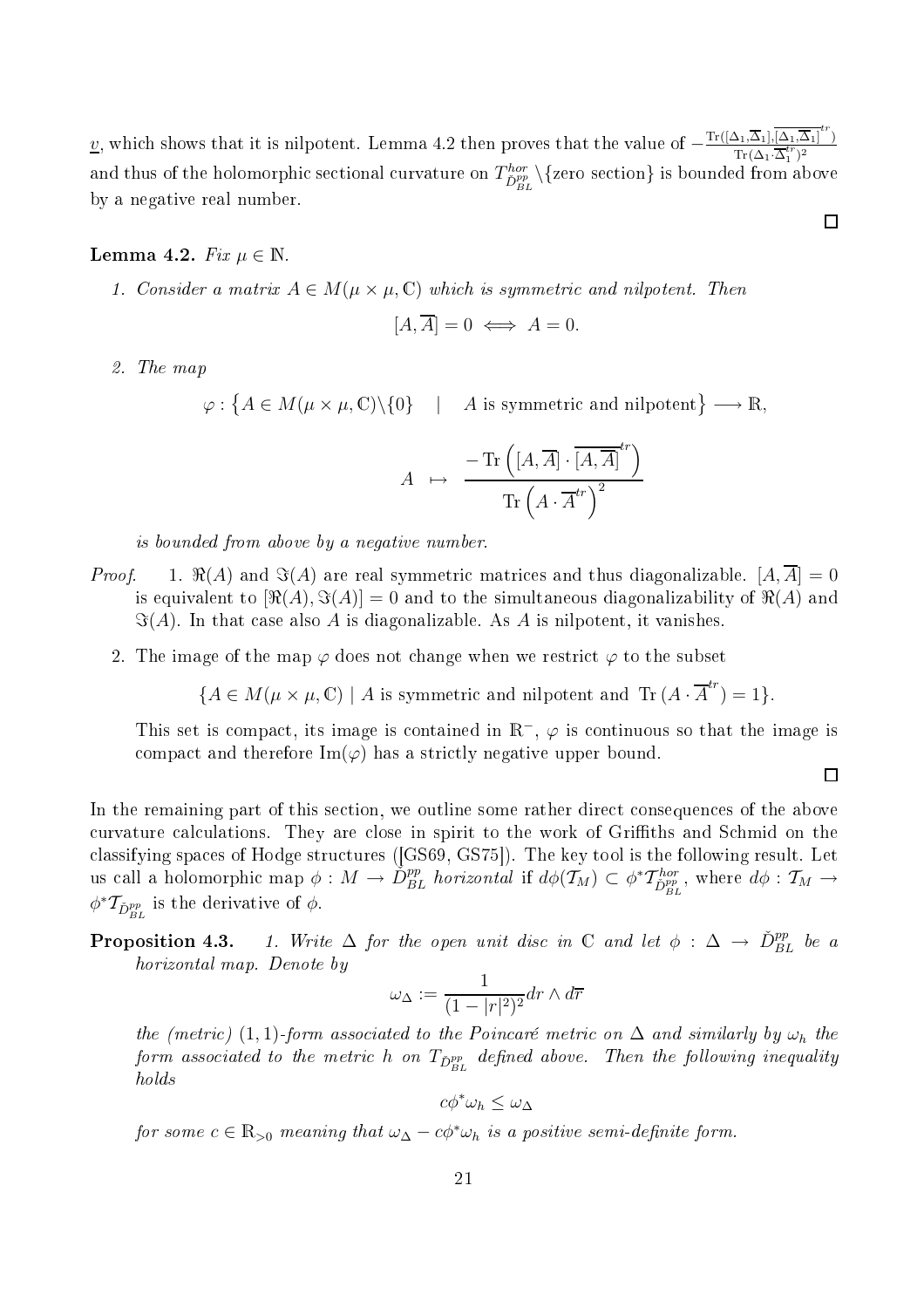$\underline{v}$, which shows that it is nilpotent. Lemma 4.2 then proves that the value of $-\frac{\mathrm{Tr}([\Delta_1,\overline{\Delta}_1],\overline{[\Delta_1,\overline{\Delta}_1]}^{tr})}{\mathrm{Tr}(\Delta_1\cdot\overline{\Delta}_1^{tr})^2}$ and thus of the holomorphic sectional curvature on $T^{hor}_{\check{D}^{pp}_{BL}}\backslash\{\text{zero section}\}$ is bounded from above by a negative real number.

∎

**Lemma 4.2.** *Fix $\mu \in \mathbb{N}$.*

1. *Consider a matrix $A \in M(\mu \times \mu, \mathbb{C})$ which is symmetric and nilpotent. Then*

$$[A, \overline{A}] = 0 \iff A = 0.$$

2. *The map*

$$\varphi : \{A \in M(\mu \times \mu, \mathbb{C})\backslash\{0\} \quad | \quad A \text{ is symmetric and nilpotent}\} \longrightarrow \mathbb{R},$$

$$A \quad \mapsto \quad \frac{-\,\mathrm{Tr}\left([A,\overline{A}]\cdot \overline{[A,\overline{A}]}^{tr}\right)}{\mathrm{Tr}\left(A\cdot \overline{A}^{tr}\right)^2}$$

*is bounded from above by a negative number.*

*Proof.* 1. $\Re(A)$ and $\Im(A)$ are real symmetric matrices and thus diagonalizable. $[A,\overline{A}] = 0$ is equivalent to $[\Re(A), \Im(A)] = 0$ and to the simultaneous diagonalizability of $\Re(A)$ and $\Im(A)$. In that case also $A$ is diagonalizable. As $A$ is nilpotent, it vanishes.

2. The image of the map $\varphi$ does not change when we restrict $\varphi$ to the subset

$$\{A \in M(\mu \times \mu, \mathbb{C}) \mid A \text{ is symmetric and nilpotent and } \mathrm{Tr}\,(A\cdot\overline{A}^{tr}) = 1\}.$$

This set is compact, its image is contained in $\mathbb{R}^-$, $\varphi$ is continuous so that the image is compact and therefore $\mathrm{Im}(\varphi)$ has a strictly negative upper bound.

∎

In the remaining part of this section, we outline some rather direct consequences of the above curvature calculations. They are close in spirit to the work of Griffiths and Schmid on the classifying spaces of Hodge structures ([GS69, GS75]). The key tool is the following result. Let us call a holomorphic map $\phi : M \to \check{D}^{pp}_{BL}$ *horizontal* if $d\phi(\mathcal{T}_M) \subset \phi^*\mathcal{T}^{hor}_{\check{D}^{pp}_{BL}}$, where $d\phi : \mathcal{T}_M \to \phi^*\mathcal{T}_{\check{D}^{pp}_{BL}}$ is the derivative of $\phi$.

**Proposition 4.3.** 1. *Write $\Delta$ for the open unit disc in $\mathbb{C}$ and let $\phi : \Delta \to \check{D}^{pp}_{BL}$ be a horizontal map. Denote by*

$$\omega_\Delta := \frac{1}{(1-|r|^2)^2}dr \wedge d\overline{r}$$

*the (metric) $(1,1)$-form associated to the Poincaré metric on $\Delta$ and similarly by $\omega_h$ the form associated to the metric $h$ on $T_{\check{D}^{pp}_{BL}}$ defined above. Then the following inequality holds*

$$c\phi^*\omega_h \leq \omega_\Delta$$

*for some $c \in \mathbb{R}_{>0}$ meaning that $\omega_\Delta - c\phi^*\omega_h$ is a positive semi-definite form.*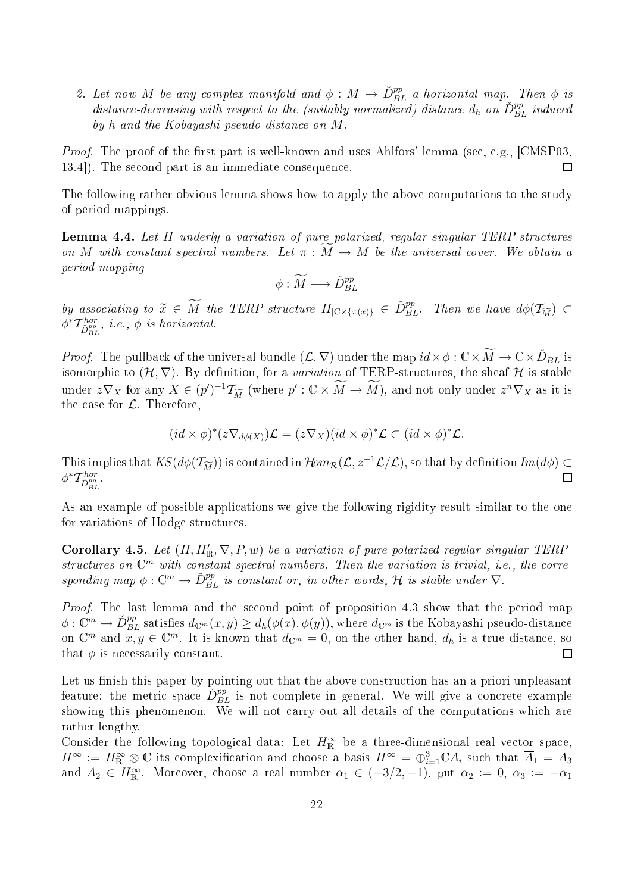2. *Let now $M$ be any complex manifold and $\phi : M \to \check{D}_{BL}^{pp}$ a horizontal map. Then $\phi$ is distance-decreasing with respect to the (suitably normalized) distance $d_h$ on $\check{D}_{BL}^{pp}$ induced by $h$ and the Kobayashi pseudo-distance on $M$.*

*Proof.* The proof of the first part is well-known and uses Ahlfors' lemma (see, e.g., [CMSP03, 13.4]). The second part is an immediate consequence. □

The following rather obvious lemma shows how to apply the above computations to the study of period mappings.

**Lemma 4.4.** *Let $H$ underly a variation of pure polarized, regular singular TERP-structures on $M$ with constant spectral numbers. Let $\pi : \widetilde{M} \to M$ be the universal cover. We obtain a period mapping*

$$\phi : \widetilde{M} \longrightarrow \check{D}_{BL}^{pp}$$

*by associating to $\widetilde{x} \in \widetilde{M}$ the TERP-structure $H_{|\mathbb{C}\times\{\pi(x)\}} \in \check{D}_{BL}^{pp}$. Then we have $d\phi(\mathcal{T}_{\widetilde{M}}) \subset \phi^*\mathcal{T}^{hor}_{\check{D}_{BL}^{pp}}$, i.e., $\phi$ is horizontal.*

*Proof.* The pullback of the universal bundle $(\mathcal{L}, \nabla)$ under the map $id \times \phi : \mathbb{C} \times \widetilde{M} \to \mathbb{C} \times \check{D}_{BL}$ is isomorphic to $(\mathcal{H}, \nabla)$. By definition, for a *variation* of TERP-structures, the sheaf $\mathcal{H}$ is stable under $z\nabla_X$ for any $X \in (p')^{-1}\mathcal{T}_{\widetilde{M}}$ (where $p' : \mathbb{C} \times \widetilde{M} \to \widetilde{M}$), and not only under $z^n\nabla_X$ as it is the case for $\mathcal{L}$. Therefore,

$$(id \times \phi)^*(z\nabla_{d\phi(X)})\mathcal{L} = (z\nabla_X)(id \times \phi)^*\mathcal{L} \subset (id \times \phi)^*\mathcal{L}.$$

This implies that $KS(d\phi(\mathcal{T}_{\widetilde{M}}))$ is contained in $\mathcal{H}om_{\mathcal{R}}(\mathcal{L}, z^{-1}\mathcal{L}/\mathcal{L})$, so that by definition $Im(d\phi) \subset \phi^*\mathcal{T}^{hor}_{\check{D}_{BL}^{pp}}$. □

As an example of possible applications we give the following rigidity result similar to the one for variations of Hodge structures.

**Corollary 4.5.** *Let $(H, H'_{\mathbb{R}}, \nabla, P, w)$ be a variation of pure polarized regular singular TERP-structures on $\mathbb{C}^m$ with constant spectral numbers. Then the variation is trivial, i.e., the corresponding map $\phi : \mathbb{C}^m \to \check{D}_{BL}^{pp}$ is constant or, in other words, $\mathcal{H}$ is stable under $\nabla$.*

*Proof.* The last lemma and the second point of proposition 4.3 show that the period map $\phi : \mathbb{C}^m \to \check{D}_{BL}^{pp}$ satisfies $d_{\mathbb{C}^m}(x, y) \geq d_h(\phi(x), \phi(y))$, where $d_{\mathbb{C}^m}$ is the Kobayashi pseudo-distance on $\mathbb{C}^m$ and $x, y \in \mathbb{C}^m$. It is known that $d_{\mathbb{C}^m} = 0$, on the other hand, $d_h$ is a true distance, so that $\phi$ is necessarily constant. □

Let us finish this paper by pointing out that the above construction has an a priori unpleasant feature: the metric space $\check{D}_{BL}^{pp}$ is not complete in general. We will give a concrete example showing this phenomenon. We will not carry out all details of the computations which are rather lengthy.

Consider the following topological data: Let $H^\infty_{\mathbb{R}}$ be a three-dimensional real vector space, $H^\infty := H^\infty_{\mathbb{R}} \otimes \mathbb{C}$ its complexification and choose a basis $H^\infty = \oplus_{i=1}^3 \mathbb{C}A_i$ such that $\overline{A}_1 = A_3$ and $A_2 \in H^\infty_{\mathbb{R}}$. Moreover, choose a real number $\alpha_1 \in (-3/2, -1)$, put $\alpha_2 := 0$, $\alpha_3 := -\alpha_1$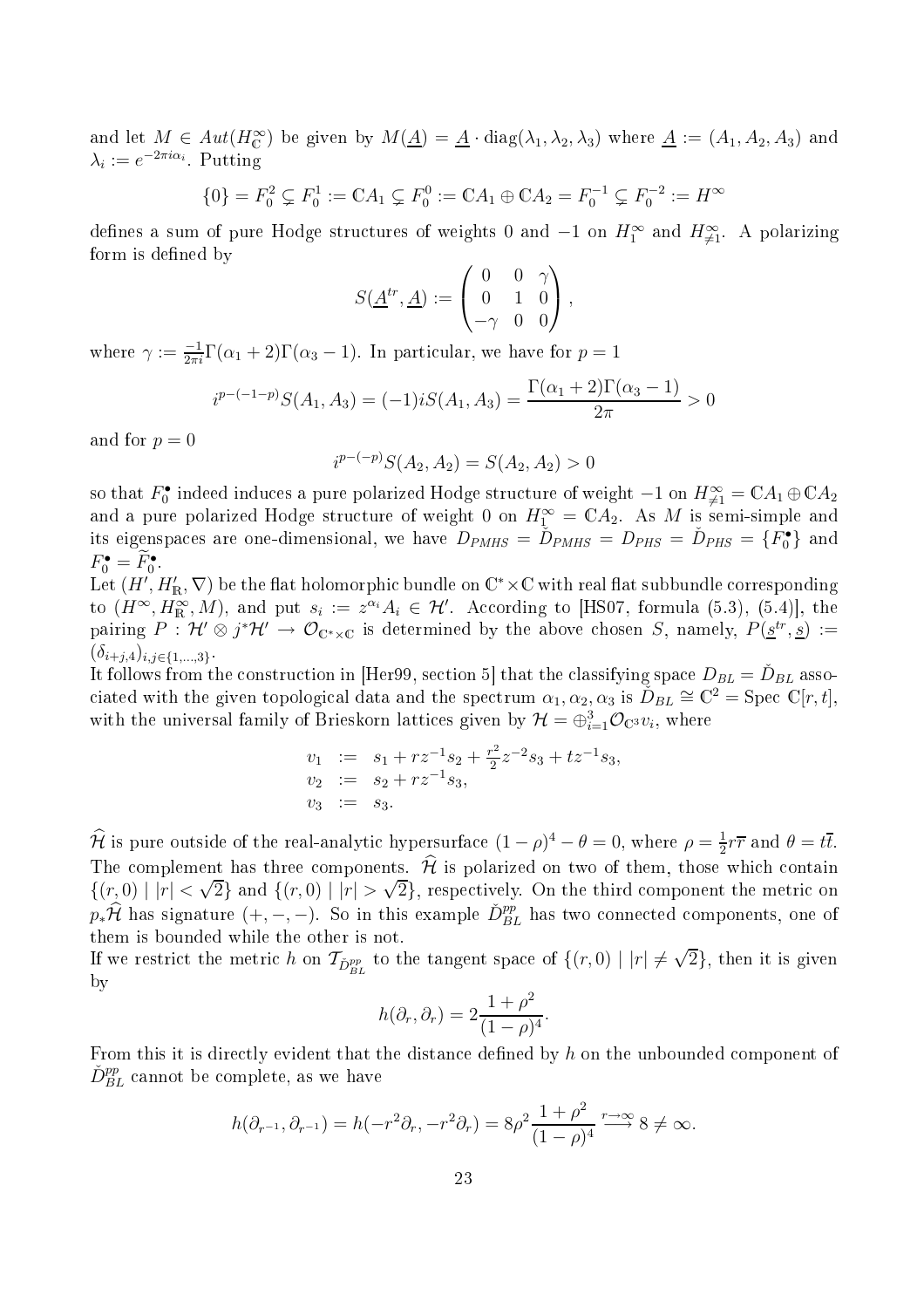and let $M \in Aut(H^\infty_\mathbb{C})$ be given by $M(\underline{A}) = \underline{A} \cdot \mathrm{diag}(\lambda_1, \lambda_2, \lambda_3)$ where $\underline{A} := (A_1, A_2, A_3)$ and $\lambda_i := e^{-2\pi i \alpha_i}$. Putting

$$\{0\} = F^2_0 \subsetneq F^1_0 := \mathbb{C}A_1 \subsetneq F^0_0 := \mathbb{C}A_1 \oplus \mathbb{C}A_2 = F^{-1}_0 \subsetneq F^{-2}_0 := H^\infty$$

defines a sum of pure Hodge structures of weights 0 and $-1$ on $H^\infty_1$ and $H^\infty_{\neq 1}$. A polarizing form is defined by

$$S(\underline{A}^{tr}, \underline{A}) := \begin{pmatrix} 0 & 0 & \gamma \\ 0 & 1 & 0 \\ -\gamma & 0 & 0 \end{pmatrix},$$

where $\gamma := \frac{-1}{2\pi i}\Gamma(\alpha_1 + 2)\Gamma(\alpha_3 - 1)$. In particular, we have for $p = 1$

$$i^{p-(-1-p)} S(A_1, A_3) = (-1) i S(A_1, A_3) = \frac{\Gamma(\alpha_1 + 2)\Gamma(\alpha_3 - 1)}{2\pi} > 0$$

and for $p = 0$

$$i^{p-(-p)} S(A_2, A_2) = S(A_2, A_2) > 0$$

so that $F^\bullet_0$ indeed induces a pure polarized Hodge structure of weight $-1$ on $H^\infty_{\neq 1} = \mathbb{C}A_1 \oplus \mathbb{C}A_2$ and a pure polarized Hodge structure of weight 0 on $H^\infty_1 = \mathbb{C}A_2$. As $M$ is semi-simple and its eigenspaces are one-dimensional, we have $D_{PMHS} = \check{D}_{PMHS} = D_{PHS} = \check{D}_{PHS} = \{F^\bullet_0\}$ and $F^\bullet_0 = \widetilde{F}^\bullet_0$.

Let $(H', H'_\mathbb{R}, \nabla)$ be the flat holomorphic bundle on $\mathbb{C}^* \times \mathbb{C}$ with real flat subbundle corresponding to $(H^\infty, H^\infty_\mathbb{R}, M)$, and put $s_i := z^{\alpha_i} A_i \in \mathcal{H}'$. According to [HS07, formula (5.3), (5.4)], the pairing $P : \mathcal{H}' \otimes j^*\mathcal{H}' \to \mathcal{O}_{\mathbb{C}^* \times \mathbb{C}}$ is determined by the above chosen $S$, namely, $P(\underline{s}^{tr}, \underline{s}) := (\delta_{i+j,4})_{i,j \in \{1,\ldots,3\}}$.

It follows from the construction in [Her99, section 5] that the classifying space $D_{BL} = \check{D}_{BL}$ associated with the given topological data and the spectrum $\alpha_1, \alpha_2, \alpha_3$ is $\check{D}_{BL} \cong \mathbb{C}^2 = \mathrm{Spec}\ \mathbb{C}[r, t]$, with the universal family of Brieskorn lattices given by $\mathcal{H} = \oplus_{i=1}^3 \mathcal{O}_{\mathbb{C}^3} v_i$, where

$$\begin{aligned} v_1 &:= s_1 + r z^{-1} s_2 + \tfrac{r^2}{2} z^{-2} s_3 + t z^{-1} s_3, \\ v_2 &:= s_2 + r z^{-1} s_3, \\ v_3 &:= s_3. \end{aligned}$$

$\widehat{\mathcal{H}}$ is pure outside of the real-analytic hypersurface $(1-\rho)^4 - \theta = 0$, where $\rho = \frac{1}{2} r\overline{r}$ and $\theta = t\overline{t}$. The complement has three components. $\widehat{\mathcal{H}}$ is polarized on two of them, those which contain $\{(r, 0) \mid |r| < \sqrt{2}\}$ and $\{(r, 0) \mid |r| > \sqrt{2}\}$, respectively. On the third component the metric on $p_*\widehat{\mathcal{H}}$ has signature $(+, -, -)$. So in this example $\check{D}^{pp}_{BL}$ has two connected components, one of them is bounded while the other is not.

If we restrict the metric $h$ on $\mathcal{T}_{\check{D}^{pp}_{BL}}$ to the tangent space of $\{(r, 0) \mid |r| \neq \sqrt{2}\}$, then it is given by

$$h(\partial_r, \partial_r) = 2\frac{1 + \rho^2}{(1 - \rho)^4}.$$

From this it is directly evident that the distance defined by $h$ on the unbounded component of $\check{D}^{pp}_{BL}$ cannot be complete, as we have

$$h(\partial_{r^{-1}}, \partial_{r^{-1}}) = h(-r^2 \partial_r, -r^2 \partial_r) = 8\rho^2 \frac{1 + \rho^2}{(1 - \rho)^4} \overset{r \to \infty}{\longrightarrow} 8 \neq \infty.$$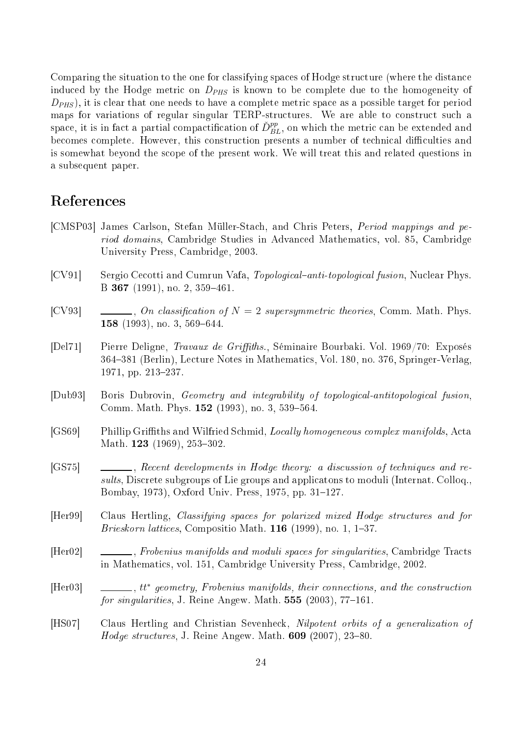Comparing the situation to the one for classifying spaces of Hodge structure (where the distance induced by the Hodge metric on $D_{PHS}$ is known to be complete due to the homogeneity of $D_{PHS}$), it is clear that one needs to have a complete metric space as a possible target for period maps for variations of regular singular TERP-structures. We are able to construct such a space, it is in fact a partial compactification of $\check{D}_{BL}^{pp}$, on which the metric can be extended and becomes complete. However, this construction presents a number of technical difficulties and is somewhat beyond the scope of the present work. We will treat this and related questions in a subsequent paper.

# References

[CMSP03] James Carlson, Stefan Müller-Stach, and Chris Peters, *Period mappings and period domains*, Cambridge Studies in Advanced Mathematics, vol. 85, Cambridge University Press, Cambridge, 2003.

[CV91] Sergio Cecotti and Cumrun Vafa, *Topological–anti-topological fusion*, Nuclear Phys. B **367** (1991), no. 2, 359–461.

[CV93] ______, *On classification of $N = 2$ supersymmetric theories*, Comm. Math. Phys. **158** (1993), no. 3, 569–644.

[Del71] Pierre Deligne, *Travaux de Griffiths.*, Séminaire Bourbaki. Vol. 1969/70: Exposés 364–381 (Berlin), Lecture Notes in Mathematics, Vol. 180, no. 376, Springer-Verlag, 1971, pp. 213–237.

[Dub93] Boris Dubrovin, *Geometry and integrability of topological-antitopological fusion*, Comm. Math. Phys. **152** (1993), no. 3, 539–564.

[GS69] Phillip Griffiths and Wilfried Schmid, *Locally homogeneous complex manifolds*, Acta Math. **123** (1969), 253–302.

[GS75] ______, *Recent developments in Hodge theory: a discussion of techniques and results*, Discrete subgroups of Lie groups and applicatons to moduli (Internat. Colloq., Bombay, 1973), Oxford Univ. Press, 1975, pp. 31–127.

[Her99] Claus Hertling, *Classifying spaces for polarized mixed Hodge structures and for Brieskorn lattices*, Compositio Math. **116** (1999), no. 1, 1–37.

[Her02] ______, *Frobenius manifolds and moduli spaces for singularities*, Cambridge Tracts in Mathematics, vol. 151, Cambridge University Press, Cambridge, 2002.

[Her03] ______, *$tt^*$ geometry, Frobenius manifolds, their connections, and the construction for singularities*, J. Reine Angew. Math. **555** (2003), 77–161.

[HS07] Claus Hertling and Christian Sevenheck, *Nilpotent orbits of a generalization of Hodge structures*, J. Reine Angew. Math. **609** (2007), 23–80.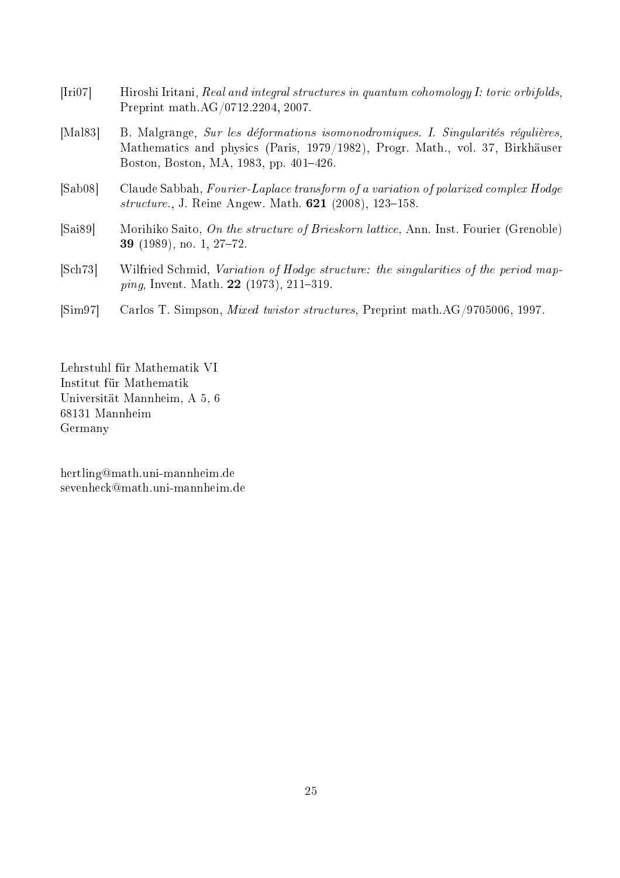[Iri07] Hiroshi Iritani, *Real and integral structures in quantum cohomology I: toric orbifolds*, Preprint math.AG/0712.2204, 2007.

[Mal83] B. Malgrange, *Sur les déformations isomonodromiques. I. Singularités régulières*, Mathematics and physics (Paris, 1979/1982), Progr. Math., vol. 37, Birkhäuser Boston, Boston, MA, 1983, pp. 401–426.

[Sab08] Claude Sabbah, *Fourier-Laplace transform of a variation of polarized complex Hodge structure.*, J. Reine Angew. Math. **621** (2008), 123–158.

[Sai89] Morihiko Saito, *On the structure of Brieskorn lattice*, Ann. Inst. Fourier (Grenoble) **39** (1989), no. 1, 27–72.

[Sch73] Wilfried Schmid, *Variation of Hodge structure: the singularities of the period mapping*, Invent. Math. **22** (1973), 211–319.

[Sim97] Carlos T. Simpson, *Mixed twistor structures*, Preprint math.AG/9705006, 1997.

Lehrstuhl für Mathematik VI
Institut für Mathematik
Universität Mannheim, A 5, 6
68131 Mannheim
Germany

hertling@math.uni-mannheim.de
sevenheck@math.uni-mannheim.de